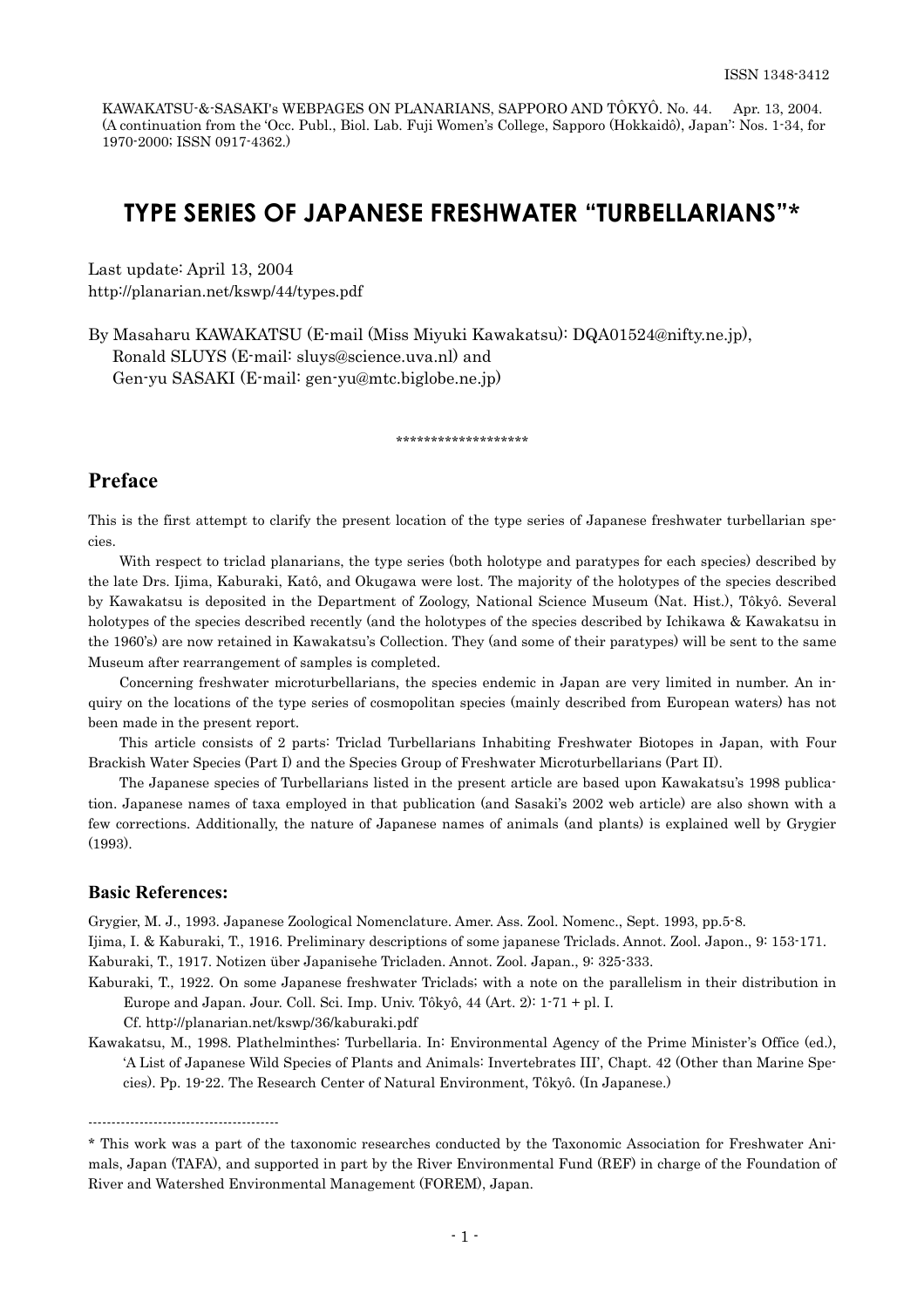ISSN 1348-3412

KAWAKATSU-&-SASAKI's WEBPAGES ON PLANARIANS, SAPPORO AND TÔKYÔ. No. 44. Apr. 13, 2004.
(A continuation from the 'Occ. Publ., Biol. Lab. Fuji Women's College, Sapporo (Hokkaidô), Japan': Nos. 1-34, for 1970-2000; ISSN 0917-4362.)

# TYPE SERIES OF JAPANESE FRESHWATER "TURBELLARIANS"*

Last update: April 13, 2004
http://planarian.net/kswp/44/types.pdf

By Masaharu KAWAKATSU (E-mail (Miss Miyuki Kawakatsu): DQA01524@nifty.ne.jp),
Ronald SLUYS (E-mail: sluys@science.uva.nl) and
Gen-yu SASAKI (E-mail: gen-yu@mtc.biglobe.ne.jp)

*******************

## Preface

This is the first attempt to clarify the present location of the type series of Japanese freshwater turbellarian species.

With respect to triclad planarians, the type series (both holotype and paratypes for each species) described by the late Drs. Ijima, Kaburaki, Katô, and Okugawa were lost. The majority of the holotypes of the species described by Kawakatsu is deposited in the Department of Zoology, National Science Museum (Nat. Hist.), Tôkyô. Several holotypes of the species described recently (and the holotypes of the species described by Ichikawa & Kawakatsu in the 1960's) are now retained in Kawakatsu's Collection. They (and some of their paratypes) will be sent to the same Museum after rearrangement of samples is completed.

Concerning freshwater microturbellarians, the species endemic in Japan are very limited in number. An inquiry on the locations of the type series of cosmopolitan species (mainly described from European waters) has not been made in the present report.

This article consists of 2 parts: Triclad Turbellarians Inhabiting Freshwater Biotopes in Japan, with Four Brackish Water Species (Part I) and the Species Group of Freshwater Microturbellarians (Part II).

The Japanese species of Turbellarians listed in the present article are based upon Kawakatsu's 1998 publication. Japanese names of taxa employed in that publication (and Sasaki's 2002 web article) are also shown with a few corrections. Additionally, the nature of Japanese names of animals (and plants) is explained well by Grygier (1993).

### Basic References:

Grygier, M. J., 1993. Japanese Zoological Nomenclature. Amer. Ass. Zool. Nomenc., Sept. 1993, pp.5-8.

Ijima, I. & Kaburaki, T., 1916. Preliminary descriptions of some japanese Triclads. Annot. Zool. Japon., 9: 153-171.

Kaburaki, T., 1917. Notizen über Japanisehe Tricladen. Annot. Zool. Japan., 9: 325-333.

Kaburaki, T., 1922. On some Japanese freshwater Triclads; with a note on the parallelism in their distribution in Europe and Japan. Jour. Coll. Sci. Imp. Univ. Tôkyô, 44 (Art. 2): 1-71 + pl. I.
Cf. http://planarian.net/kswp/36/kaburaki.pdf

Kawakatsu, M., 1998. Plathelminthes: Turbellaria. In: Environmental Agency of the Prime Minister's Office (ed.), 'A List of Japanese Wild Species of Plants and Animals: Invertebrates III', Chapt. 42 (Other than Marine Species). Pp. 19-22. The Research Center of Natural Environment, Tôkyô. (In Japanese.)

---

* This work was a part of the taxonomic researches conducted by the Taxonomic Association for Freshwater Animals, Japan (TAFA), and supported in part by the River Environmental Fund (REF) in charge of the Foundation of River and Watershed Environmental Management (FOREM), Japan.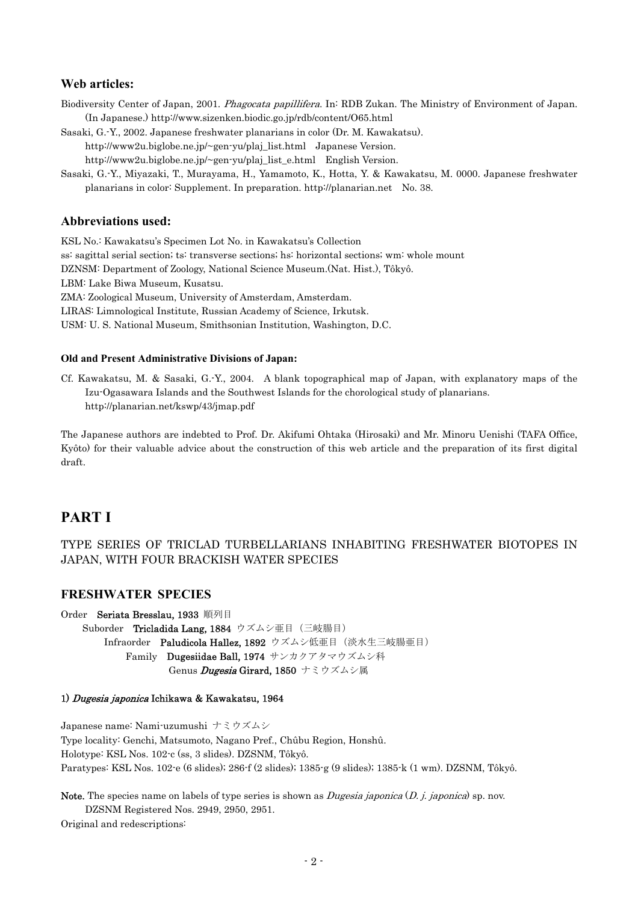### Web articles:

Biodiversity Center of Japan, 2001. *Phagocata papillifera*. In: RDB Zukan. The Ministry of Environment of Japan. (In Japanese.) http://www.sizenken.biodic.go.jp/rdb/content/O65.html

Sasaki, G.-Y., 2002. Japanese freshwater planarians in color (Dr. M. Kawakatsu).
http://www2u.biglobe.ne.jp/~gen-yu/plaj_list.html Japanese Version.
http://www2u.biglobe.ne.jp/~gen-yu/plaj_list_e.html English Version.

Sasaki, G.-Y., Miyazaki, T., Murayama, H., Yamamoto, K., Hotta, Y. & Kawakatsu, M. 0000. Japanese freshwater planarians in color: Supplement. In preparation. http://planarian.net No. 38.

### Abbreviations used:

KSL No.: Kawakatsu's Specimen Lot No. in Kawakatsu's Collection
ss: sagittal serial section; ts: transverse sections; hs: horizontal sections; wm: whole mount
DZNSM: Department of Zoology, National Science Museum.(Nat. Hist.), Tôkyô.
LBM: Lake Biwa Museum, Kusatsu.
ZMA: Zoological Museum, University of Amsterdam, Amsterdam.
LIRAS: Limnological Institute, Russian Academy of Science, Irkutsk.
USM: U. S. National Museum, Smithsonian Institution, Washington, D.C.

#### Old and Present Administrative Divisions of Japan:

Cf. Kawakatsu, M. & Sasaki, G.-Y., 2004. A blank topographical map of Japan, with explanatory maps of the Izu-Ogasawara Islands and the Southwest Islands for the chorological study of planarians. http://planarian.net/kswp/43/jmap.pdf

The Japanese authors are indebted to Prof. Dr. Akifumi Ohtaka (Hirosaki) and Mr. Minoru Uenishi (TAFA Office, Kyôto) for their valuable advice about the construction of this web article and the preparation of its first digital draft.

## PART I

TYPE SERIES OF TRICLAD TURBELLARIANS INHABITING FRESHWATER BIOTOPES IN JAPAN, WITH FOUR BRACKISH WATER SPECIES

### FRESHWATER SPECIES

Order **Seriata Bresslau, 1933** 順列目
Suborder **Tricladida Lang, 1884** ウズムシ亜目（三岐腸目）
Infraorder **Paludicola Hallez, 1892** ウズムシ低亜目（淡水生三岐腸亜目）
Family **Dugesiidae Ball, 1974** サンカクアタマウズムシ科
Genus ***Dugesia*** **Girard, 1850** ナミウズムシ属

#### 1) *Dugesia japonica* Ichikawa & Kawakatsu, 1964

Japanese name: Nami-uzumushi ナミウズムシ
Type locality: Genchi, Matsumoto, Nagano Pref., Chûbu Region, Honshû.
Holotype: KSL Nos. 102-c (ss, 3 slides). DZSNM, Tôkyô.
Paratypes: KSL Nos. 102-e (6 slides); 286-f (2 slides); 1385-g (9 slides); 1385-k (1 wm). DZSNM, Tôkyô.

**Note.** The species name on labels of type series is shown as *Dugesia japonica* (*D. j. japonica*) sp. nov.
DZSNM Registered Nos. 2949, 2950, 2951.
Original and redescriptions: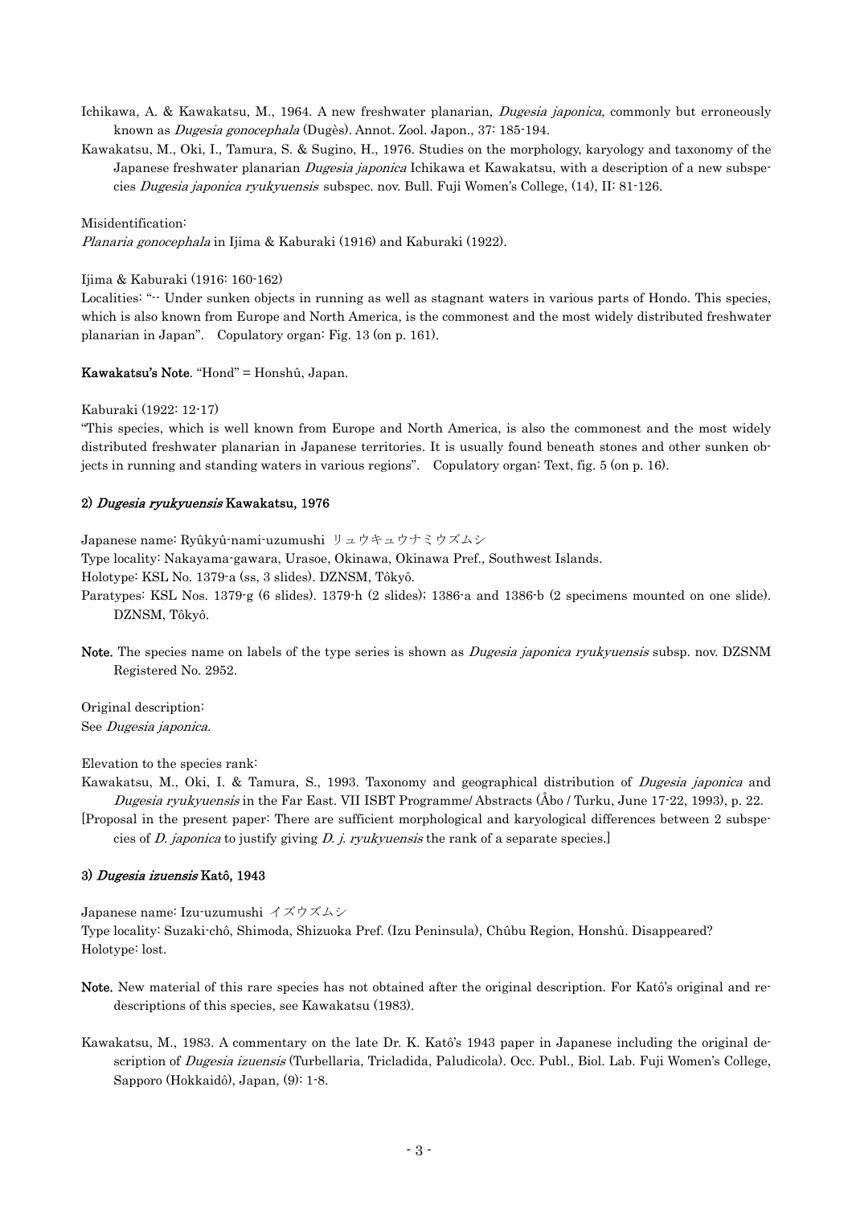Ichikawa, A. & Kawakatsu, M., 1964. A new freshwater planarian, *Dugesia japonica*, commonly but erroneously known as *Dugesia gonocephala* (Dugès). Annot. Zool. Japon., 37: 185-194.

Kawakatsu, M., Oki, I., Tamura, S. & Sugino, H., 1976. Studies on the morphology, karyology and taxonomy of the Japanese freshwater planarian *Dugesia japonica* Ichikawa et Kawakatsu, with a description of a new subspecies *Dugesia japonica ryukyuensis* subspec. nov. Bull. Fuji Women's College, (14), II: 81-126.

Misidentification:
*Planaria gonocephala* in Ijima & Kaburaki (1916) and Kaburaki (1922).

Ijima & Kaburaki (1916: 160-162)
Localities: "-- Under sunken objects in running as well as stagnant waters in various parts of Hondo. This species, which is also known from Europe and North America, is the commonest and the most widely distributed freshwater planarian in Japan". Copulatory organ: Fig. 13 (on p. 161).

**Kawakatsu's Note**. "Hond" = Honshû, Japan.

Kaburaki (1922: 12-17)
"This species, which is well known from Europe and North America, is also the commonest and the most widely distributed freshwater planarian in Japanese territories. It is usually found beneath stones and other sunken objects in running and standing waters in various regions". Copulatory organ: Text, fig. 5 (on p. 16).

#### 2) *Dugesia ryukyuensis* Kawakatsu, 1976

Japanese name: Ryûkyû-nami-uzumushi リュウキュウナミウズムシ
Type locality: Nakayama-gawara, Urasoe, Okinawa, Okinawa Pref., Southwest Islands.
Holotype: KSL No. 1379-a (ss, 3 slides). DZNSM, Tôkyô.
Paratypes: KSL Nos. 1379-g (6 slides). 1379-h (2 slides); 1386-a and 1386-b (2 specimens mounted on one slide). DZNSM, Tôkyô.

**Note.** The species name on labels of the type series is shown as *Dugesia japonica ryukyuensis* subsp. nov. DZSNM Registered No. 2952.

Original description:
See *Dugesia japonica*.

Elevation to the species rank:
Kawakatsu, M., Oki, I. & Tamura, S., 1993. Taxonomy and geographical distribution of *Dugesia japonica* and *Dugesia ryukyuensis* in the Far East. VII ISBT Programme/ Abstracts (Åbo / Turku, June 17-22, 1993), p. 22.
[Proposal in the present paper: There are sufficient morphological and karyological differences between 2 subspecies of *D. japonica* to justify giving *D. j. ryukyuensis* the rank of a separate species.]

#### 3) *Dugesia izuensis* Katô, 1943

Japanese name: Izu-uzumushi イズウズムシ
Type locality: Suzaki-chô, Shimoda, Shizuoka Pref. (Izu Peninsula), Chûbu Region, Honshû. Disappeared?
Holotype: lost.

**Note.** New material of this rare species has not obtained after the original description. For Katô's original and redescriptions of this species, see Kawakatsu (1983).

Kawakatsu, M., 1983. A commentary on the late Dr. K. Katô's 1943 paper in Japanese including the original description of *Dugesia izuensis* (Turbellaria, Tricladida, Paludicola). Occ. Publ., Biol. Lab. Fuji Women's College, Sapporo (Hokkaidô), Japan, (9): 1-8.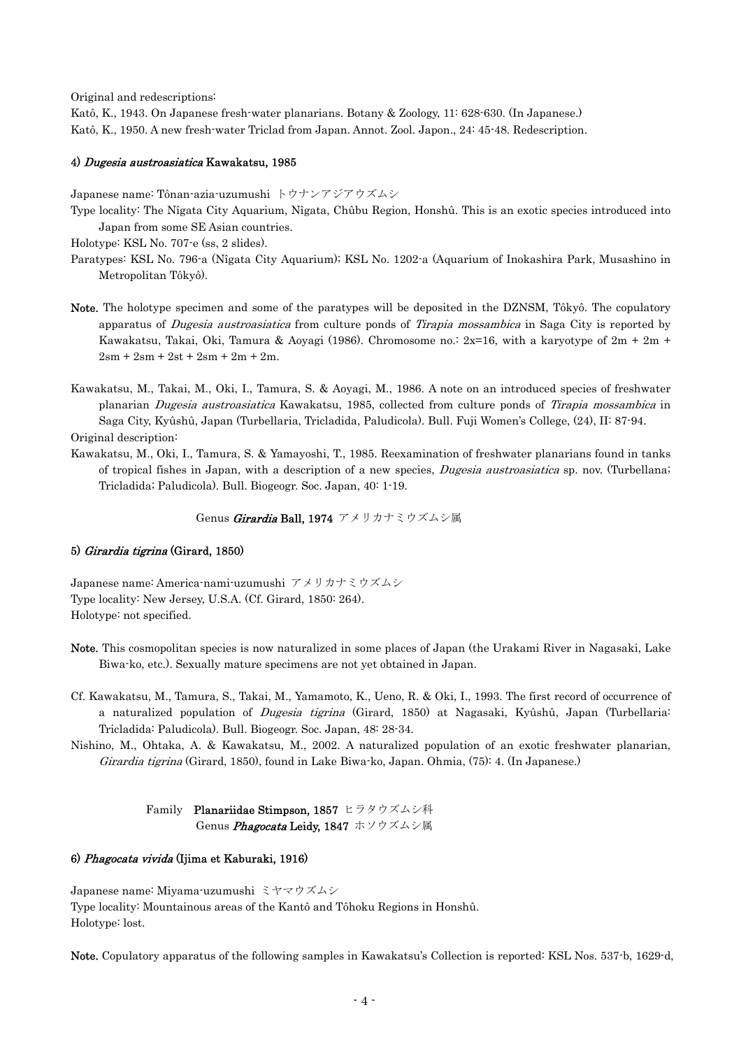Original and redescriptions:

Katô, K., 1943. On Japanese fresh-water planarians. Botany & Zoology, 11: 628-630. (In Japanese.)

Katô, K., 1950. A new fresh-water Triclad from Japan. Annot. Zool. Japon., 24: 45-48. Redescription.

#### 4) *Dugesia austroasiatica* Kawakatsu, 1985

Japanese name: Tônan-azia-uzumushi トウナンアジアウズムシ

Type locality: The Nîgata City Aquarium, Nîgata, Chûbu Region, Honshû. This is an exotic species introduced into Japan from some SE Asian countries.

Holotype: KSL No. 707-e (ss, 2 slides).

Paratypes: KSL No. 796-a (Nîgata City Aquarium); KSL No. 1202-a (Aquarium of Inokashira Park, Musashino in Metropolitan Tôkyô).

**Note.** The holotype specimen and some of the paratypes will be deposited in the DZNSM, Tôkyô. The copulatory apparatus of *Dugesia austroasiatica* from culture ponds of *Tirapia mossambica* in Saga City is reported by Kawakatsu, Takai, Oki, Tamura & Aoyagi (1986). Chromosome no.: 2x=16, with a karyotype of 2m + 2m + 2sm + 2sm + 2st + 2sm + 2m + 2m.

Kawakatsu, M., Takai, M., Oki, I., Tamura, S. & Aoyagi, M., 1986. A note on an introduced species of freshwater planarian *Dugesia austroasiatica* Kawakatsu, 1985, collected from culture ponds of *Tirapia mossambica* in Saga City, Kyûshû, Japan (Turbellaria, Tricladida, Paludicola). Bull. Fuji Women's College, (24), II: 87-94.

Original description:

Kawakatsu, M., Oki, I., Tamura, S. & Yamayoshi, T., 1985. Reexamination of freshwater planarians found in tanks of tropical fishes in Japan, with a description of a new species, *Dugesia austroasiatica* sp. nov. (Turbellana; Tricladida; Paludicola). Bull. Biogeogr. Soc. Japan, 40: 1-19.

### Genus *Girardia* Ball, 1974 アメリカナミウズムシ属

#### 5) *Girardia tigrina* (Girard, 1850)

Japanese name: America-nami-uzumushi アメリカナミウズムシ

Type locality: New Jersey, U.S.A. (Cf. Girard, 1850: 264).

Holotype: not specified.

**Note.** This cosmopolitan species is now naturalized in some places of Japan (the Urakami River in Nagasaki, Lake Biwa-ko, etc.). Sexually mature specimens are not yet obtained in Japan.

Cf. Kawakatsu, M., Tamura, S., Takai, M., Yamamoto, K., Ueno, R. & Oki, I., 1993. The first record of occurrence of a naturalized population of *Dugesia tigrina* (Girard, 1850) at Nagasaki, Kyûshû, Japan (Turbellaria: Tricladida: Paludicola). Bull. Biogeogr. Soc. Japan, 48: 28-34.

Nishino, M., Ohtaka, A. & Kawakatsu, M., 2002. A naturalized population of an exotic freshwater planarian, *Girardia tigrina* (Girard, 1850), found in Lake Biwa-ko, Japan. Ohmia, (75): 4. (In Japanese.)

## Family **Planariidae Stimpson, 1857** ヒラタウズムシ科

### Genus *Phagocata* Leidy, 1847 ホソウズムシ属

#### 6) *Phagocata vivida* (Ijima et Kaburaki, 1916)

Japanese name: Miyama-uzumushi ミヤマウズムシ

Type locality: Mountainous areas of the Kantô and Tôhoku Regions in Honshû.

Holotype: lost.

**Note.** Copulatory apparatus of the following samples in Kawakatsu's Collection is reported: KSL Nos. 537-b, 1629-d,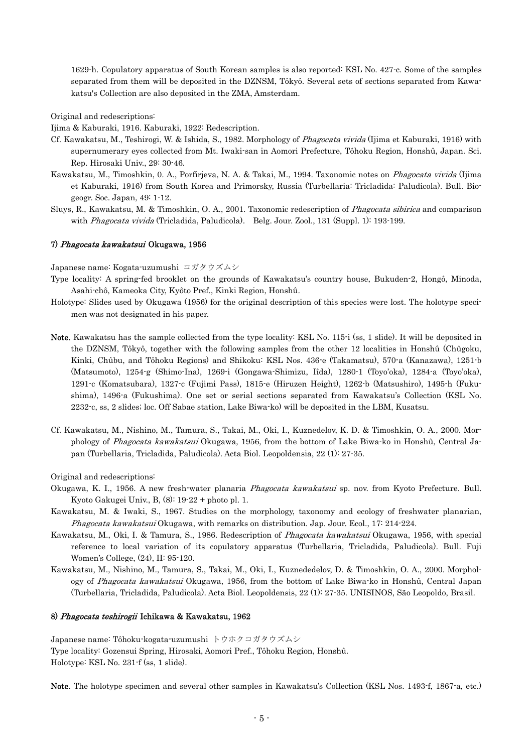1629-h. Copulatory apparatus of South Korean samples is also reported: KSL No. 427-c. Some of the samples separated from them will be deposited in the DZNSM, Tôkyô. Several sets of sections separated from Kawakatsu's Collection are also deposited in the ZMA, Amsterdam.

Original and redescriptions:

Ijima & Kaburaki, 1916. Kaburaki, 1922: Redescription.

Cf. Kawakatsu, M., Teshirogi, W. & Ishida, S., 1982. Morphology of *Phagocata vivida* (Ijima et Kaburaki, 1916) with supernumerary eyes collected from Mt. Iwaki-san in Aomori Prefecture, Tôhoku Region, Honshû, Japan. Sci. Rep. Hirosaki Univ., 29: 30-46.

Kawakatsu, M., Timoshkin, 0. A., Porfirjeva, N. A. & Takai, M., 1994. Taxonomic notes on *Phagocata vivida* (Ijima et Kaburaki, 1916) from South Korea and Primorsky, Russia (Turbellaria: Tricladida: Paludicola). Bull. Biogeogr. Soc. Japan, 49: 1-12.

Sluys, R., Kawakatsu, M. & Timoshkin, O. A., 2001. Taxonomic redescription of *Phagocata sibirica* and comparison with *Phagocata vivida* (Tricladida, Paludicola). Belg. Jour. Zool., 131 (Suppl. 1): 193-199.

### 7) *Phagocata kawakatsui* Okugawa, 1956

Japanese name: Kogata-uzumushi コガタウズムシ

Type locality: A spring-fed brooklet on the grounds of Kawakatsu's country house, Bukuden-2, Hongô, Minoda, Asahi-chô, Kameoka City, Kyôto Pref., Kinki Region, Honshû.

Holotype: Slides used by Okugawa (1956) for the original description of this species were lost. The holotype specimen was not designated in his paper.

**Note.** Kawakatsu has the sample collected from the type locality: KSL No. 115-i (ss, 1 slide). It will be deposited in the DZNSM, Tôkyô, together with the following samples from the other 12 localities in Honshû (Chûgoku, Kinki, Chûbu, and Tôhoku Regions) and Shikoku: KSL Nos. 436-e (Takamatsu), 570-a (Kanazawa), 1251-b (Matsumoto), 1254-g (Shimo-Ina), 1269-i (Gongawa-Shimizu, Iîda), 1280-1 (Toyo'oka), 1284-a (Toyo'oka), 1291-c (Komatsubara), 1327-c (Fujimi Pass), 1815-e (Hiruzen Height), 1262-b (Matsushiro), 1495-h (Fukushima), 1496-a (Fukushima). One set or serial sections separated from Kawakatsu's Collection (KSL No. 2232-c, ss, 2 slides; loc. Off Sabae station, Lake Biwa-ko) will be deposited in the LBM, Kusatsu.

Cf. Kawakatsu, M., Nishino, M., Tamura, S., Takai, M., Oki, I., Kuznedelov, K. D. & Timoshkin, O. A., 2000. Morphology of *Phagocata kawakatsui* Okugawa, 1956, from the bottom of Lake Biwa-ko in Honshû, Central Japan (Turbellaria, Tricladida, Paludicola). Acta Biol. Leopoldensia, 22 (1): 27-35.

Original and redescriptions:

Okugawa, K. I., 1956. A new fresh-water planaria *Phagocata kawakatsui* sp. nov. from Kyoto Prefecture. Bull. Kyoto Gakugei Univ., B, (8): 19-22 + photo pl. 1.

Kawakatsu, M. & Iwaki, S., 1967. Studies on the morphology, taxonomy and ecology of freshwater planarian, *Phagocata kawakatsui* Okugawa, with remarks on distribution. Jap. Jour. Ecol., 17: 214-224.

Kawakatsu, M., Oki, I. & Tamura, S., 1986. Redescription of *Phagocata kawakatsui* Okugawa, 1956, with special reference to local variation of its copulatory apparatus (Turbellaria, Tricladida, Paludicola). Bull. Fuji Women's College, (24), II: 95-120.

Kawakatsu, M., Nishino, M., Tamura, S., Takai, M., Oki, I., Kuznededelov, D. & Timoshkin, O. A., 2000. Morphology of *Phagocata kawakatsui* Okugawa, 1956, from the bottom of Lake Biwa-ko in Honshû, Central Japan (Turbellaria, Tricladida, Paludicola). Acta Biol. Leopoldensis, 22 (1): 27-35. UNISINOS, São Leopoldo, Brasil.

### 8) *Phagocata teshirogii* Ichikawa & Kawakatsu, 1962

Japanese name: Tôhoku-kogata-uzumushi トウホクコガタウズムシ

Type locality: Gozensui Spring, Hirosaki, Aomori Pref., Tôhoku Region, Honshû.

Holotype: KSL No. 231-f (ss, 1 slide).

**Note.** The holotype specimen and several other samples in Kawakatsu's Collection (KSL Nos. 1493-f, 1867-a, etc.)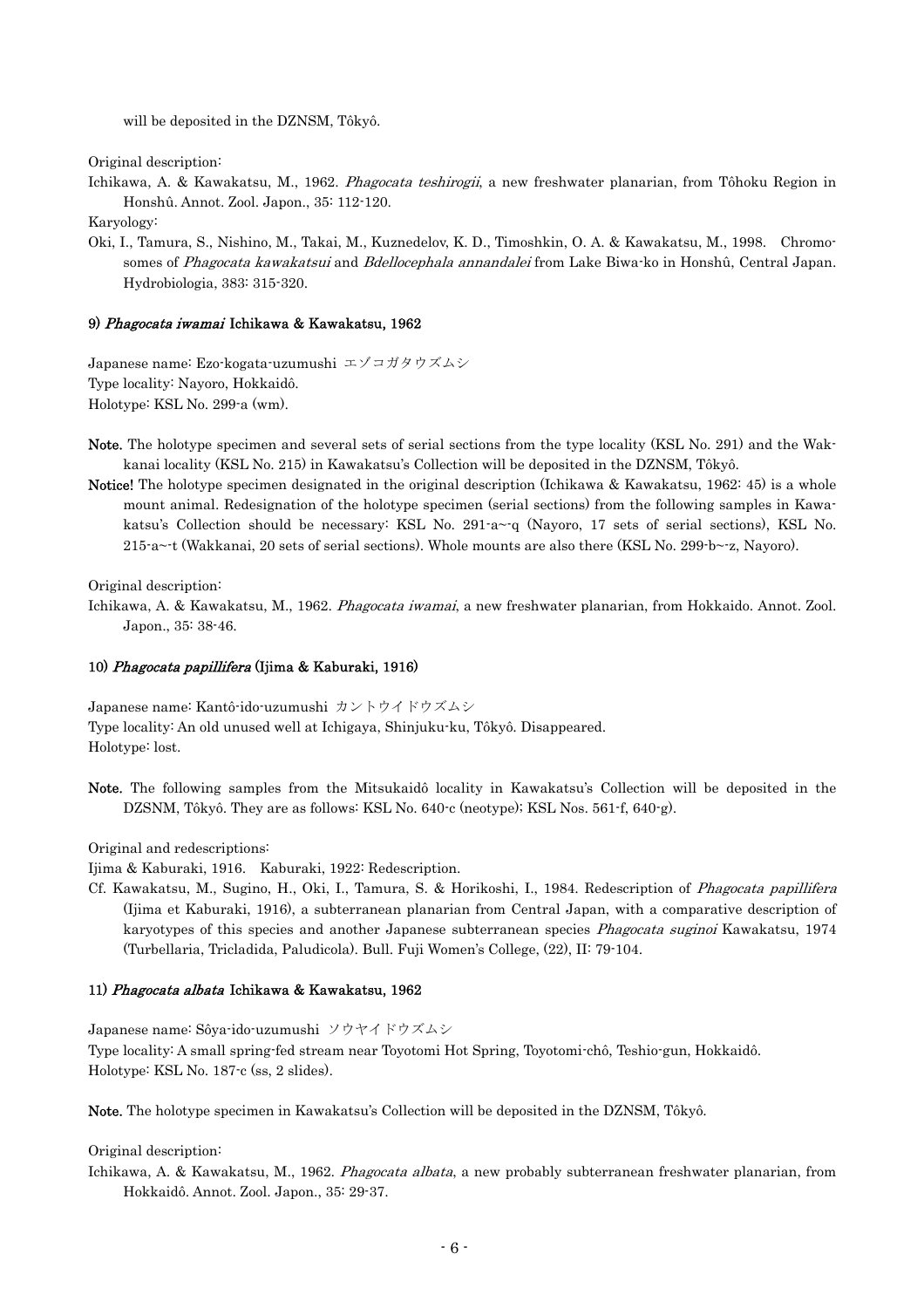will be deposited in the DZNSM, Tôkyô.

Original description:

Ichikawa, A. & Kawakatsu, M., 1962. *Phagocata teshirogii*, a new freshwater planarian, from Tôhoku Region in Honshû. Annot. Zool. Japon., 35: 112-120.

Karyology:

Oki, I., Tamura, S., Nishino, M., Takai, M., Kuznedelov, K. D., Timoshkin, O. A. & Kawakatsu, M., 1998. Chromosomes of *Phagocata kawakatsui* and *Bdellocephala annandalei* from Lake Biwa-ko in Honshû, Central Japan. Hydrobiologia, 383: 315-320.

### 9) *Phagocata iwamai* Ichikawa & Kawakatsu, 1962

Japanese name: Ezo-kogata-uzumushi エゾコガタウズムシ
Type locality: Nayoro, Hokkaidô.
Holotype: KSL No. 299-a (wm).

**Note.** The holotype specimen and several sets of serial sections from the type locality (KSL No. 291) and the Wakkanai locality (KSL No. 215) in Kawakatsu's Collection will be deposited in the DZNSM, Tôkyô.

**Notice!** The holotype specimen designated in the original description (Ichikawa & Kawakatsu, 1962: 45) is a whole mount animal. Redesignation of the holotype specimen (serial sections) from the following samples in Kawakatsu's Collection should be necessary: KSL No. 291-a~-q (Nayoro, 17 sets of serial sections), KSL No. 215-a~-t (Wakkanai, 20 sets of serial sections). Whole mounts are also there (KSL No. 299-b~-z, Nayoro).

Original description:

Ichikawa, A. & Kawakatsu, M., 1962. *Phagocata iwamai*, a new freshwater planarian, from Hokkaido. Annot. Zool. Japon., 35: 38-46.

### 10) *Phagocata papillifera* (Ijima & Kaburaki, 1916)

Japanese name: Kantô-ido-uzumushi カントウイドウズムシ
Type locality: An old unused well at Ichigaya, Shinjuku-ku, Tôkyô. Disappeared.
Holotype: lost.

**Note.** The following samples from the Mitsukaidô locality in Kawakatsu's Collection will be deposited in the DZSNM, Tôkyô. They are as follows: KSL No. 640-c (neotype); KSL Nos. 561-f, 640-g).

Original and redescriptions:

Ijima & Kaburaki, 1916. Kaburaki, 1922: Redescription.

Cf. Kawakatsu, M., Sugino, H., Oki, I., Tamura, S. & Horikoshi, I., 1984. Redescription of *Phagocata papillifera* (Ijima et Kaburaki, 1916), a subterranean planarian from Central Japan, with a comparative description of karyotypes of this species and another Japanese subterranean species *Phagocata suginoi* Kawakatsu, 1974 (Turbellaria, Tricladida, Paludicola). Bull. Fuji Women's College, (22), II: 79-104.

### 11) *Phagocata albata* Ichikawa & Kawakatsu, 1962

Japanese name: Sôya-ido-uzumushi ソウヤイドウズムシ
Type locality: A small spring-fed stream near Toyotomi Hot Spring, Toyotomi-chô, Teshio-gun, Hokkaidô.
Holotype: KSL No. 187-c (ss, 2 slides).

**Note.** The holotype specimen in Kawakatsu's Collection will be deposited in the DZNSM, Tôkyô.

Original description:

Ichikawa, A. & Kawakatsu, M., 1962. *Phagocata albata*, a new probably subterranean freshwater planarian, from Hokkaidô. Annot. Zool. Japon., 35: 29-37.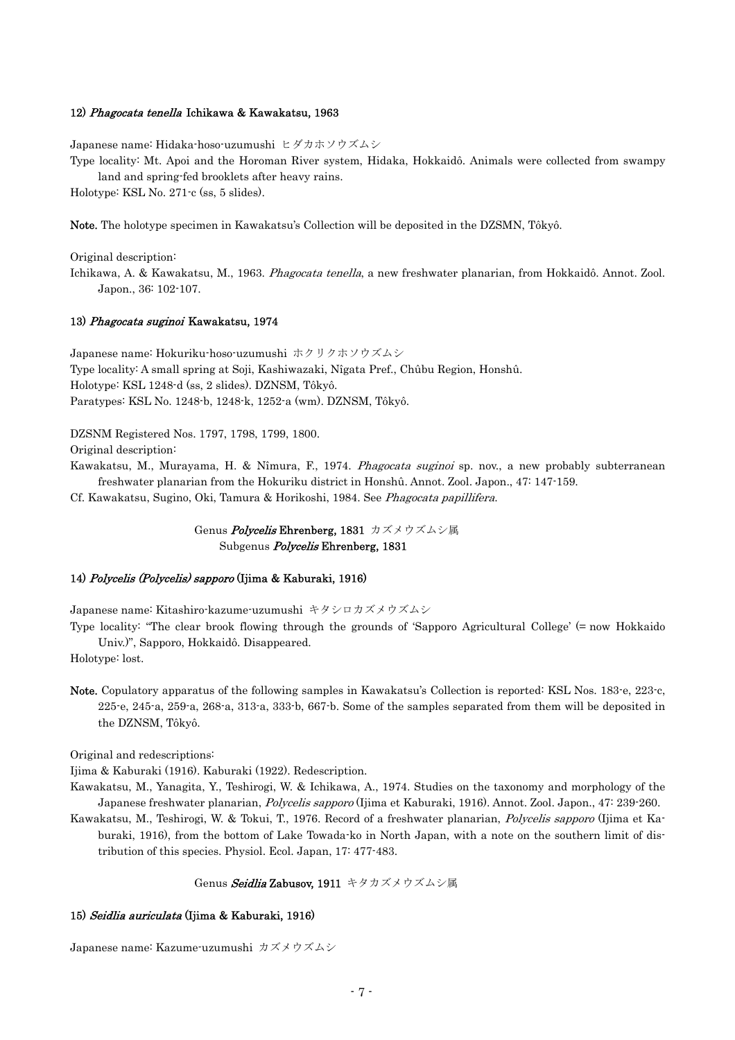### 12) *Phagocata tenella* Ichikawa & Kawakatsu, 1963

Japanese name: Hidaka-hoso-uzumushi ヒダカホソウズムシ

Type locality: Mt. Apoi and the Horoman River system, Hidaka, Hokkaidô. Animals were collected from swampy land and spring-fed brooklets after heavy rains.

Holotype: KSL No. 271-c (ss, 5 slides).

**Note.** The holotype specimen in Kawakatsu's Collection will be deposited in the DZSMN, Tôkyô.

Original description:

Ichikawa, A. & Kawakatsu, M., 1963. *Phagocata tenella*, a new freshwater planarian, from Hokkaidô. Annot. Zool. Japon., 36: 102-107.

### 13) *Phagocata suginoi* Kawakatsu, 1974

Japanese name: Hokuriku-hoso-uzumushi ホクリクホソウズムシ

Type locality: A small spring at Soji, Kashiwazaki, Nîgata Pref., Chûbu Region, Honshû.

Holotype: KSL 1248-d (ss, 2 slides). DZNSM, Tôkyô.

Paratypes: KSL No. 1248-b, 1248-k, 1252-a (wm). DZNSM, Tôkyô.

DZSNM Registered Nos. 1797, 1798, 1799, 1800.

Original description:

Kawakatsu, M., Murayama, H. & Nîmura, F., 1974. *Phagocata suginoi* sp. nov., a new probably subterranean freshwater planarian from the Hokuriku district in Honshû. Annot. Zool. Japon., 47: 147-159.

Cf. Kawakatsu, Sugino, Oki, Tamura & Horikoshi, 1984. See *Phagocata papillifera*.

## Genus *Polycelis* Ehrenberg, 1831 カズメウズムシ属

### Subgenus *Polycelis* Ehrenberg, 1831

### 14) *Polycelis (Polycelis) sapporo* (Ijima & Kaburaki, 1916)

Japanese name: Kitashiro-kazume-uzumushi キタシロカズメウズムシ

Type locality: "The clear brook flowing through the grounds of 'Sapporo Agricultural College' (= now Hokkaido Univ.)", Sapporo, Hokkaidô. Disappeared.

Holotype: lost.

**Note.** Copulatory apparatus of the following samples in Kawakatsu's Collection is reported: KSL Nos. 183-e, 223-c, 225-e, 245-a, 259-a, 268-a, 313-a, 333-b, 667-b. Some of the samples separated from them will be deposited in the DZNSM, Tôkyô.

Original and redescriptions:

Ijima & Kaburaki (1916). Kaburaki (1922). Redescription.

Kawakatsu, M., Yanagita, Y., Teshirogi, W. & Ichikawa, A., 1974. Studies on the taxonomy and morphology of the Japanese freshwater planarian, *Polycelis sapporo* (Ijima et Kaburaki, 1916). Annot. Zool. Japon., 47: 239-260.

Kawakatsu, M., Teshirogi, W. & Tokui, T., 1976. Record of a freshwater planarian, *Polycelis sapporo* (Ijima et Kaburaki, 1916), from the bottom of Lake Towada-ko in North Japan, with a note on the southern limit of distribution of this species. Physiol. Ecol. Japan, 17: 477-483.

## Genus *Seidlia* Zabusov, 1911 キタカズメウズムシ属

### 15) *Seidlia auriculata* (Ijima & Kaburaki, 1916)

Japanese name: Kazume-uzumushi カズメウズムシ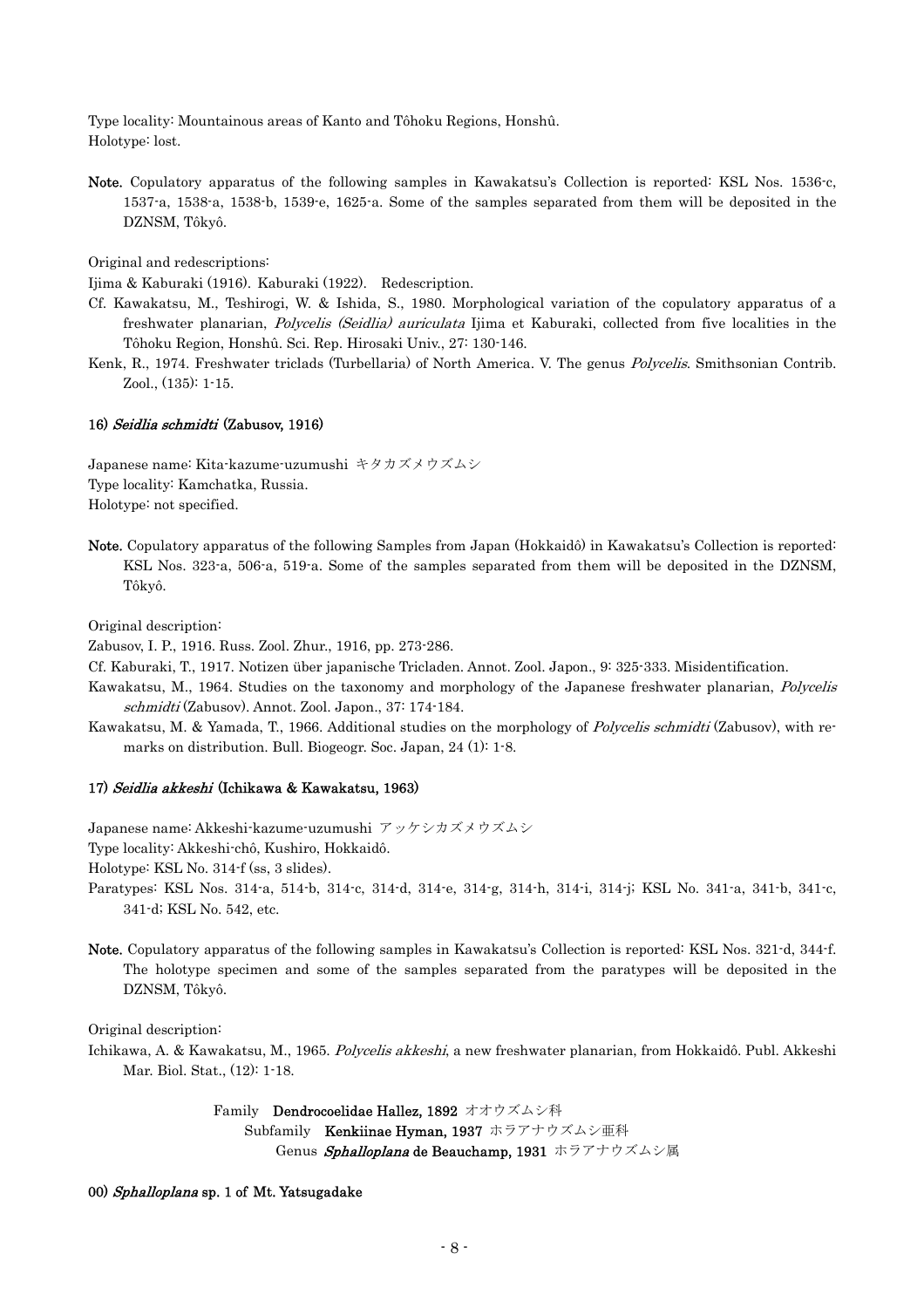Type locality: Mountainous areas of Kanto and Tôhoku Regions, Honshû.
Holotype: lost.

**Note.** Copulatory apparatus of the following samples in Kawakatsu's Collection is reported: KSL Nos. 1536-c, 1537-a, 1538-a, 1538-b, 1539-e, 1625-a. Some of the samples separated from them will be deposited in the DZNSM, Tôkyô.

Original and redescriptions:

Ijima & Kaburaki (1916). Kaburaki (1922). Redescription.

Cf. Kawakatsu, M., Teshirogi, W. & Ishida, S., 1980. Morphological variation of the copulatory apparatus of a freshwater planarian, *Polycelis (Seidlia) auriculata* Ijima et Kaburaki, collected from five localities in the Tôhoku Region, Honshû. Sci. Rep. Hirosaki Univ., 27: 130-146.

Kenk, R., 1974. Freshwater triclads (Turbellaria) of North America. V. The genus *Polycelis*. Smithsonian Contrib. Zool., (135): 1-15.

#### 16) *Seidlia schmidti* (Zabusov, 1916)

Japanese name: Kita-kazume-uzumushi キタカズメウズムシ
Type locality: Kamchatka, Russia.
Holotype: not specified.

**Note.** Copulatory apparatus of the following Samples from Japan (Hokkaidô) in Kawakatsu's Collection is reported: KSL Nos. 323-a, 506-a, 519-a. Some of the samples separated from them will be deposited in the DZNSM, Tôkyô.

Original description:

Zabusov, I. P., 1916. Russ. Zool. Zhur., 1916, pp. 273-286.

Cf. Kaburaki, T., 1917. Notizen über japanische Tricladen. Annot. Zool. Japon., 9: 325-333. Misidentification.

Kawakatsu, M., 1964. Studies on the taxonomy and morphology of the Japanese freshwater planarian, *Polycelis schmidti* (Zabusov). Annot. Zool. Japon., 37: 174-184.

Kawakatsu, M. & Yamada, T., 1966. Additional studies on the morphology of *Polycelis schmidti* (Zabusov), with remarks on distribution. Bull. Biogeogr. Soc. Japan, 24 (1): 1-8.

#### 17) *Seidlia akkeshi* (Ichikawa & Kawakatsu, 1963)

Japanese name: Akkeshi-kazume-uzumushi アッケシカズメウズムシ
Type locality: Akkeshi-chô, Kushiro, Hokkaidô.
Holotype: KSL No. 314-f (ss, 3 slides).
Paratypes: KSL Nos. 314-a, 514-b, 314-c, 314-d, 314-e, 314-g, 314-h, 314-i, 314-j; KSL No. 341-a, 341-b, 341-c, 341-d; KSL No. 542, etc.

**Note.** Copulatory apparatus of the following samples in Kawakatsu's Collection is reported: KSL Nos. 321-d, 344-f. The holotype specimen and some of the samples separated from the paratypes will be deposited in the DZNSM, Tôkyô.

Original description:

Ichikawa, A. & Kawakatsu, M., 1965. *Polycelis akkeshi*, a new freshwater planarian, from Hokkaidô. Publ. Akkeshi Mar. Biol. Stat., (12): 1-18.

Family **Dendrocoelidae Hallez, 1892** オオウズムシ科
Subfamily **Kenkiinae Hyman, 1937** ホラアナウズムシ亜科
Genus ***Sphalloplana* de Beauchamp, 1931** ホラアナウズムシ属

#### 00) *Sphalloplana* sp. 1 of Mt. Yatsugadake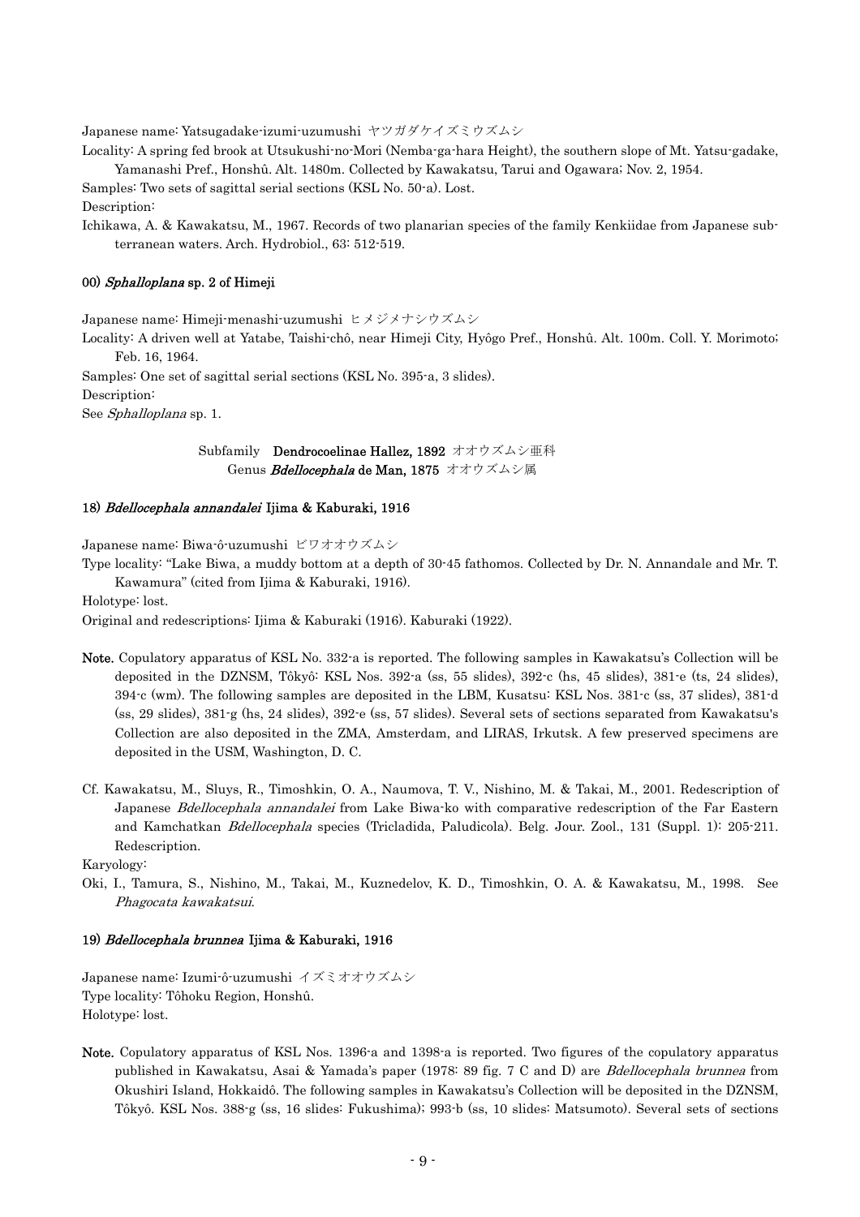Japanese name: Yatsugadake-izumi-uzumushi ヤツガダケイズミウズムシ

Locality: A spring fed brook at Utsukushi-no-Mori (Nemba-ga-hara Height), the southern slope of Mt. Yatsu-gadake, Yamanashi Pref., Honshû. Alt. 1480m. Collected by Kawakatsu, Tarui and Ogawara; Nov. 2, 1954.

Samples: Two sets of sagittal serial sections (KSL No. 50-a). Lost.

Description:

Ichikawa, A. & Kawakatsu, M., 1967. Records of two planarian species of the family Kenkiidae from Japanese subterranean waters. Arch. Hydrobiol., 63: 512-519.

#### 00) *Sphalloplana* sp. 2 of Himeji

Japanese name: Himeji-menashi-uzumushi ヒメジメナシウズムシ

Locality: A driven well at Yatabe, Taishi-chô, near Himeji City, Hyôgo Pref., Honshû. Alt. 100m. Coll. Y. Morimoto; Feb. 16, 1964.

Samples: One set of sagittal serial sections (KSL No. 395-a, 3 slides).

Description:

See *Sphalloplana* sp. 1.

### Subfamily **Dendrocoelinae Hallez, 1892** オオウズムシ亜科

### Genus ***Bdellocephala* de Man, 1875** オオウズムシ属

#### 18) *Bdellocephala annandalei* Ijima & Kaburaki, 1916

Japanese name: Biwa-ô-uzumushi ビワオオウズムシ

Type locality: "Lake Biwa, a muddy bottom at a depth of 30-45 fathomos. Collected by Dr. N. Annandale and Mr. T. Kawamura" (cited from Ijima & Kaburaki, 1916).

Holotype: lost.

Original and redescriptions: Ijima & Kaburaki (1916). Kaburaki (1922).

**Note.** Copulatory apparatus of KSL No. 332-a is reported. The following samples in Kawakatsu's Collection will be deposited in the DZNSM, Tôkyô: KSL Nos. 392-a (ss, 55 slides), 392-c (hs, 45 slides), 381-e (ts, 24 slides), 394-c (wm). The following samples are deposited in the LBM, Kusatsu: KSL Nos. 381-c (ss, 37 slides), 381-d (ss, 29 slides), 381-g (hs, 24 slides), 392-e (ss, 57 slides). Several sets of sections separated from Kawakatsu's Collection are also deposited in the ZMA, Amsterdam, and LIRAS, Irkutsk. A few preserved specimens are deposited in the USM, Washington, D. C.

Cf. Kawakatsu, M., Sluys, R., Timoshkin, O. A., Naumova, T. V., Nishino, M. & Takai, M., 2001. Redescription of Japanese *Bdellocephala annandalei* from Lake Biwa-ko with comparative redescription of the Far Eastern and Kamchatkan *Bdellocephala* species (Tricladida, Paludicola). Belg. Jour. Zool., 131 (Suppl. 1): 205-211. Redescription.

Karyology:

Oki, I., Tamura, S., Nishino, M., Takai, M., Kuznedelov, K. D., Timoshkin, O. A. & Kawakatsu, M., 1998. See *Phagocata kawakatsui*.

#### 19) *Bdellocephala brunnea* Ijima & Kaburaki, 1916

Japanese name: Izumi-ô-uzumushi イズミオオウズムシ

Type locality: Tôhoku Region, Honshû.

Holotype: lost.

**Note.** Copulatory apparatus of KSL Nos. 1396-a and 1398-a is reported. Two figures of the copulatory apparatus published in Kawakatsu, Asai & Yamada's paper (1978: 89 fig. 7 C and D) are *Bdellocephala brunnea* from Okushiri Island, Hokkaidô. The following samples in Kawakatsu's Collection will be deposited in the DZNSM, Tôkyô. KSL Nos. 388-g (ss, 16 slides: Fukushima); 993-b (ss, 10 slides: Matsumoto). Several sets of sections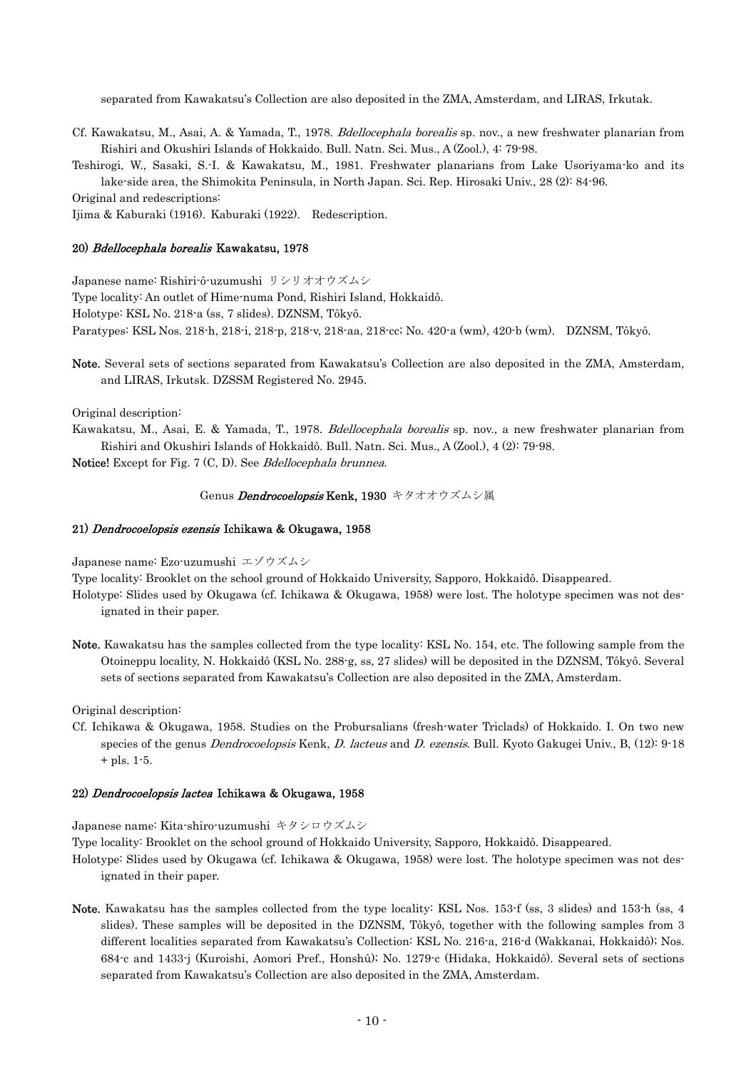separated from Kawakatsu's Collection are also deposited in the ZMA, Amsterdam, and LIRAS, Irkutak.

Cf. Kawakatsu, M., Asai, A. & Yamada, T., 1978. *Bdellocephala borealis* sp. nov., a new freshwater planarian from Rishiri and Okushiri Islands of Hokkaido. Bull. Natn. Sci. Mus., A (Zool.), 4: 79-98.

Teshirogi, W., Sasaki, S.-I. & Kawakatsu, M., 1981. Freshwater planarians from Lake Usoriyama-ko and its lake-side area, the Shimokita Peninsula, in North Japan. Sci. Rep. Hirosaki Univ., 28 (2): 84-96.

Original and redescriptions:

Ijima & Kaburaki (1916). Kaburaki (1922). Redescription.

#### 20) *Bdellocephala borealis* Kawakatsu, 1978

Japanese name: Rishiri-ô-uzumushi リシリオオウズムシ

Type locality: An outlet of Hime-numa Pond, Rishiri Island, Hokkaidô.

Holotype: KSL No. 218-a (ss, 7 slides). DZNSM, Tôkyô.

Paratypes: KSL Nos. 218-h, 218-i, 218-p, 218-v, 218-aa, 218-cc; No. 420-a (wm), 420-b (wm). DZNSM, Tôkyô.

**Note.** Several sets of sections separated from Kawakatsu's Collection are also deposited in the ZMA, Amsterdam, and LIRAS, Irkutsk. DZSSM Registered No. 2945.

Original description:

Kawakatsu, M., Asai, E. & Yamada, T., 1978. *Bdellocephala borealis* sp. nov., a new freshwater planarian from Rishiri and Okushiri Islands of Hokkaidô. Bull. Natn. Sci. Mus., A (Zool.), 4 (2): 79-98.

**Notice!** Except for Fig. 7 (C, D). See *Bdellocephala brunnea*.

### Genus *Dendrocoelopsis* Kenk, 1930 キタオオウズムシ属

#### 21) *Dendrocoelopsis ezensis* Ichikawa & Okugawa, 1958

Japanese name: Ezo-uzumushi エゾウズムシ

Type locality: Brooklet on the school ground of Hokkaido University, Sapporo, Hokkaidô. Disappeared.

Holotype: Slides used by Okugawa (cf. Ichikawa & Okugawa, 1958) were lost. The holotype specimen was not designated in their paper.

**Note.** Kawakatsu has the samples collected from the type locality: KSL No. 154, etc. The following sample from the Otoineppu locality, N. Hokkaidô (KSL No. 288-g, ss, 27 slides) will be deposited in the DZNSM, Tôkyô. Several sets of sections separated from Kawakatsu's Collection are also deposited in the ZMA, Amsterdam.

Original description:

Cf. Ichikawa & Okugawa, 1958. Studies on the Probursalians (fresh-water Triclads) of Hokkaido. I. On two new species of the genus *Dendrocoelopsis* Kenk, *D. lacteus* and *D. ezensis*. Bull. Kyoto Gakugei Univ., B, (12): 9-18 + pls. 1-5.

#### 22) *Dendrocoelopsis lactea* Ichikawa & Okugawa, 1958

Japanese name: Kita-shiro-uzumushi キタシロウズムシ

Type locality: Brooklet on the school ground of Hokkaido University, Sapporo, Hokkaidô. Disappeared.

Holotype: Slides used by Okugawa (cf. Ichikawa & Okugawa, 1958) were lost. The holotype specimen was not designated in their paper.

**Note.** Kawakatsu has the samples collected from the type locality: KSL Nos. 153-f (ss, 3 slides) and 153-h (ss, 4 slides). These samples will be deposited in the DZNSM, Tôkyô, together with the following samples from 3 different localities separated from Kawakatsu's Collection: KSL No. 216-a, 216-d (Wakkanai, Hokkaidô); Nos. 684-c and 1433-j (Kuroishi, Aomori Pref., Honshû); No. 1279-c (Hidaka, Hokkaidô). Several sets of sections separated from Kawakatsu's Collection are also deposited in the ZMA, Amsterdam.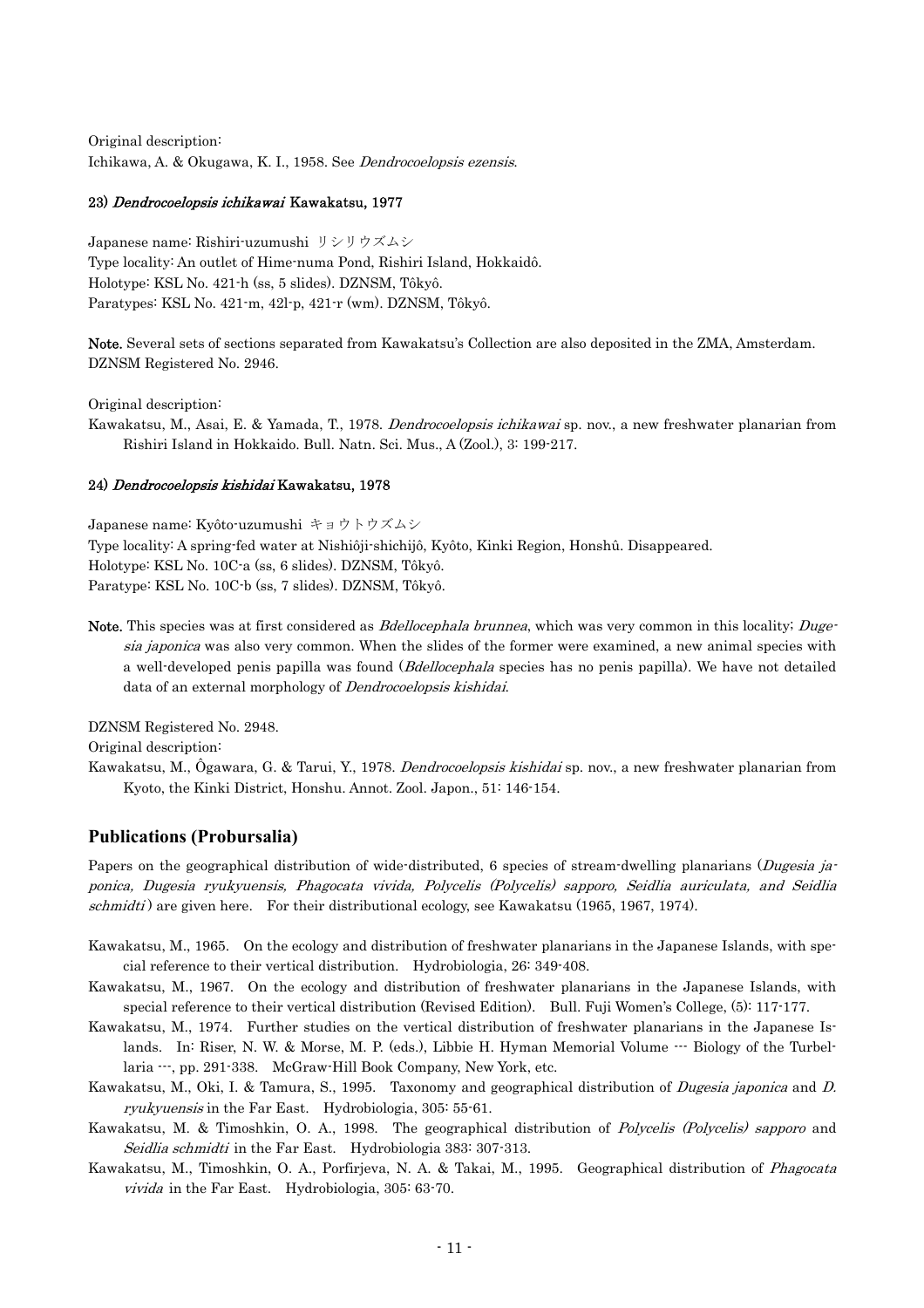Original description:
Ichikawa, A. & Okugawa, K. I., 1958. See *Dendrocoelopsis ezensis*.

#### 23) *Dendrocoelopsis ichikawai* Kawakatsu, 1977

Japanese name: Rishiri-uzumushi リシリウズムシ
Type locality: An outlet of Hime-numa Pond, Rishiri Island, Hokkaidô.
Holotype: KSL No. 421-h (ss, 5 slides). DZNSM, Tôkyô.
Paratypes: KSL No. 421-m, 42l-p, 421-r (wm). DZNSM, Tôkyô.

**Note.** Several sets of sections separated from Kawakatsu's Collection are also deposited in the ZMA, Amsterdam.
DZNSM Registered No. 2946.

Original description:
Kawakatsu, M., Asai, E. & Yamada, T., 1978. *Dendrocoelopsis ichikawai* sp. nov., a new freshwater planarian from Rishiri Island in Hokkaido. Bull. Natn. Sci. Mus., A (Zool.), 3: 199-217.

#### 24) *Dendrocoelopsis kishidai* Kawakatsu, 1978

Japanese name: Kyôto-uzumushi キョウトウズムシ
Type locality: A spring-fed water at Nishiôji-shichijô, Kyôto, Kinki Region, Honshû. Disappeared.
Holotype: KSL No. 10C-a (ss, 6 slides). DZNSM, Tôkyô.
Paratype: KSL No. 10C-b (ss, 7 slides). DZNSM, Tôkyô.

**Note.** This species was at first considered as *Bdellocephala brunnea*, which was very common in this locality; *Dugesia japonica* was also very common. When the slides of the former were examined, a new animal species with a well-developed penis papilla was found (*Bdellocephala* species has no penis papilla). We have not detailed data of an external morphology of *Dendrocoelopsis kishidai*.

DZNSM Registered No. 2948.
Original description:
Kawakatsu, M., Ôgawara, G. & Tarui, Y., 1978. *Dendrocoelopsis kishidai* sp. nov., a new freshwater planarian from Kyoto, the Kinki District, Honshu. Annot. Zool. Japon., 51: 146-154.

## Publications (Probursalia)

Papers on the geographical distribution of wide-distributed, 6 species of stream-dwelling planarians (*Dugesia japonica, Dugesia ryukyuensis, Phagocata vivida, Polycelis (Polycelis) sapporo, Seidlia auriculata, and Seidlia schmidti*) are given here. For their distributional ecology, see Kawakatsu (1965, 1967, 1974).

Kawakatsu, M., 1965. On the ecology and distribution of freshwater planarians in the Japanese Islands, with special reference to their vertical distribution. Hydrobiologia, 26: 349-408.

Kawakatsu, M., 1967. On the ecology and distribution of freshwater planarians in the Japanese Islands, with special reference to their vertical distribution (Revised Edition). Bull. Fuji Women's College, (5): 117-177.

Kawakatsu, M., 1974. Further studies on the vertical distribution of freshwater planarians in the Japanese Islands. In: Riser, N. W. & Morse, M. P. (eds.), Libbie H. Hyman Memorial Volume --- Biology of the Turbellaria ---, pp. 291-338. McGraw-Hill Book Company, New York, etc.

Kawakatsu, M., Oki, I. & Tamura, S., 1995. Taxonomy and geographical distribution of *Dugesia japonica* and *D. ryukyuensis* in the Far East. Hydrobiologia, 305: 55-61.

Kawakatsu, M. & Timoshkin, O. A., 1998. The geographical distribution of *Polycelis (Polycelis) sapporo* and *Seidlia schmidti* in the Far East. Hydrobiologia 383: 307-313.

Kawakatsu, M., Timoshkin, O. A., Porfirjeva, N. A. & Takai, M., 1995. Geographical distribution of *Phagocata vivida* in the Far East. Hydrobiologia, 305: 63-70.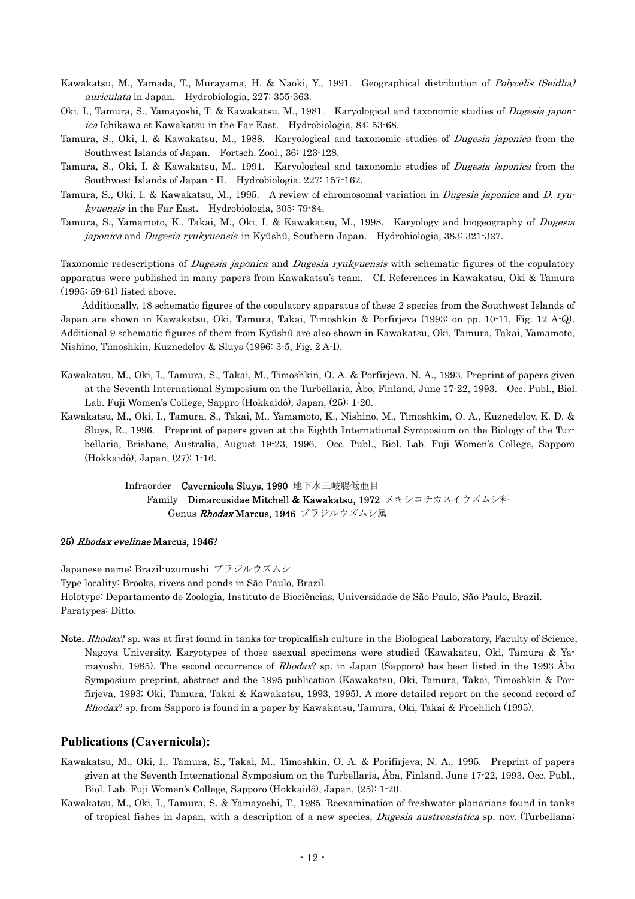Kawakatsu, M., Yamada, T., Murayama, H. & Naoki, Y., 1991. Geographical distribution of *Polycelis (Seidlia) auriculata* in Japan. Hydrobiologia, 227: 355-363.

Oki, I., Tamura, S., Yamayoshi, T. & Kawakatsu, M., 1981. Karyological and taxonomic studies of *Dugesia japonica* Ichikawa et Kawakatsu in the Far East. Hydrobiologia, 84: 53-68.

Tamura, S., Oki, I. & Kawakatsu, M., 1988. Karyological and taxonomic studies of *Dugesia japonica* from the Southwest Islands of Japan. Fortsch. Zool., 36: 123-128.

Tamura, S., Oki, I. & Kawakatsu, M., 1991. Karyological and taxonomic studies of *Dugesia japonica* from the Southwest Islands of Japan - II. Hydrobiologia, 227: 157-162.

Tamura, S., Oki, I. & Kawakatsu, M., 1995. A review of chromosomal variation in *Dugesia japonica* and *D. ryukyuensis* in the Far East. Hydrobiologia, 305: 79-84.

Tamura, S., Yamamoto, K., Takai, M., Oki, I. & Kawakatsu, M., 1998. Karyology and biogeography of *Dugesia japonica* and *Dugesia ryukyuensis* in Kyûshû, Southern Japan. Hydrobiologia, 383: 321-327.

Taxonomic redescriptions of *Dugesia japonica* and *Dugesia ryukyuensis* with schematic figures of the copulatory apparatus were published in many papers from Kawakatsu's team. Cf. References in Kawakatsu, Oki & Tamura (1995: 59-61) listed above.

Additionally, 18 schematic figures of the copulatory apparatus of these 2 species from the Southwest Islands of Japan are shown in Kawakatsu, Oki, Tamura, Takai, Timoshkin & Porfirjeva (1993: on pp. 10-11, Fig. 12 A-Q). Additional 9 schematic figures of them from Kyûshû are also shown in Kawakatsu, Oki, Tamura, Takai, Yamamoto, Nishino, Timoshkin, Kuznedelov & Sluys (1996: 3-5, Fig. 2 A-I).

Kawakatsu, M., Oki, I., Tamura, S., Takai, M., Timoshkin, O. A. & Porfirjeva, N. A., 1993. Preprint of papers given at the Seventh International Symposium on the Turbellaria, Åbo, Finland, June 17-22, 1993. Occ. Publ., Biol. Lab. Fuji Women's College, Sappro (Hokkaidô), Japan, (25): 1-20.

Kawakatsu, M., Oki, I., Tamura, S., Takai, M., Yamamoto, K., Nishino, M., Timoshkim, O. A., Kuznedelov, K. D. & Sluys, R., 1996. Preprint of papers given at the Eighth International Symposium on the Biology of the Turbellaria, Brisbane, Australia, August 19-23, 1996. Occ. Publ., Biol. Lab. Fuji Women's College, Sapporo (Hokkaidô), Japan, (27): 1-16.

Infraorder **Cavernicola Sluys, 1990** 地下水三岐腸低亜目
Family **Dimarcusidae Mitchell & Kawakatsu, 1972** メキシコチカスイウズムシ科
Genus ***Rhodax* Marcus, 1946** ブラジルウズムシ属

#### 25) *Rhodax evelinae* Marcus, 1946?

Japanese name: Brazil-uzumushi ブラジルウズムシ
Type locality: Brooks, rivers and ponds in São Paulo, Brazil.
Holotype: Departamento de Zoologia, Instituto de Biociências, Universidade de São Paulo, São Paulo, Brazil.
Paratypes: Ditto.

**Note.** *Rhodax*? sp. was at first found in tanks for tropicalfish culture in the Biological Laboratory, Faculty of Science, Nagoya University. Karyotypes of those asexual specimens were studied (Kawakatsu, Oki, Tamura & Yamayoshi, 1985). The second occurrence of *Rhodax*? sp. in Japan (Sapporo) has been listed in the 1993 Åbo Symposium preprint, abstract and the 1995 publication (Kawakatsu, Oki, Tamura, Takai, Timoshkin & Porfirjeva, 1993; Oki, Tamura, Takai & Kawakatsu, 1993, 1995). A more detailed report on the second record of *Rhodax*? sp. from Sapporo is found in a paper by Kawakatsu, Tamura, Oki, Takai & Froehlich (1995).

## Publications (Cavernicola):

Kawakatsu, M., Oki, I., Tamura, S., Takai, M., Timoshkin, O. A. & Porifirjeva, N. A., 1995. Preprint of papers given at the Seventh International Symposium on the Turbellaria, Åba, Finland, June 17-22, 1993. Occ. Publ., Biol. Lab. Fuji Women's College, Sapporo (Hokkaidô), Japan, (25): 1-20.

Kawakatsu, M., Oki, I., Tamura, S. & Yamayoshi, T., 1985. Reexamination of freshwater planarians found in tanks of tropical fishes in Japan, with a description of a new species, *Dugesia austroasiatica* sp. nov. (Turbellana;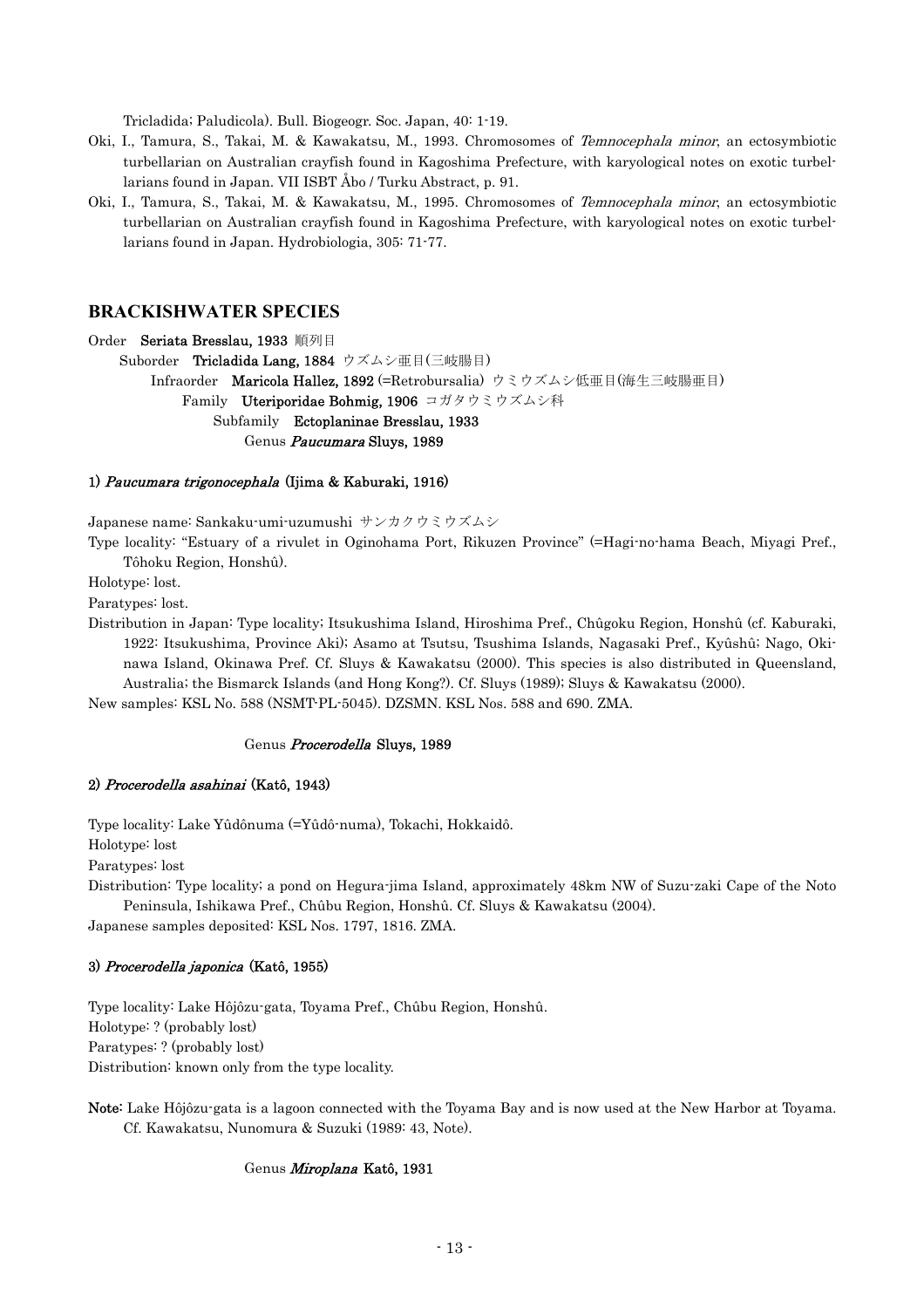Tricladida; Paludicola). Bull. Biogeogr. Soc. Japan, 40: 1-19.

Oki, I., Tamura, S., Takai, M. & Kawakatsu, M., 1993. Chromosomes of *Temnocephala minor*, an ectosymbiotic turbellarian on Australian crayfish found in Kagoshima Prefecture, with karyological notes on exotic turbellarians found in Japan. VII ISBT Åbo / Turku Abstract, p. 91.

Oki, I., Tamura, S., Takai, M. & Kawakatsu, M., 1995. Chromosomes of *Temnocephala minor*, an ectosymbiotic turbellarian on Australian crayfish found in Kagoshima Prefecture, with karyological notes on exotic turbellarians found in Japan. Hydrobiologia, 305: 71-77.

## BRACKISHWATER SPECIES

Order **Seriata Bresslau, 1933** 順列目

Suborder **Tricladida Lang, 1884** ウズムシ亜目(三岐腸目)

Infraorder **Maricola Hallez, 1892** (=Retrobursalia) ウミウズムシ低亜目(海生三岐腸亜目)

Family **Uteriporidae Bohmig, 1906** コガタウミウズムシ科

Subfamily **Ectoplaninae Bresslau, 1933**

Genus ***Paucumara*** **Sluys, 1989**

### 1) *Paucumara trigonocephala* (Ijima & Kaburaki, 1916)

Japanese name: Sankaku-umi-uzumushi サンカクウミウズムシ

Type locality: "Estuary of a rivulet in Oginohama Port, Rikuzen Province" (=Hagi-no-hama Beach, Miyagi Pref., Tôhoku Region, Honshû).

Holotype: lost.

Paratypes: lost.

Distribution in Japan: Type locality; Itsukushima Island, Hiroshima Pref., Chûgoku Region, Honshû (cf. Kaburaki, 1922: Itsukushima, Province Aki); Asamo at Tsutsu, Tsushima Islands, Nagasaki Pref., Kyûshû; Nago, Okinawa Island, Okinawa Pref. Cf. Sluys & Kawakatsu (2000). This species is also distributed in Queensland, Australia; the Bismarck Islands (and Hong Kong?). Cf. Sluys (1989); Sluys & Kawakatsu (2000).

New samples: KSL No. 588 (NSMT-PL-5045). DZSMN. KSL Nos. 588 and 690. ZMA.

Genus ***Procerodella*** **Sluys, 1989**

### 2) *Procerodella asahinai* (Katô, 1943)

Type locality: Lake Yûdônuma (=Yûdô-numa), Tokachi, Hokkaidô.

Holotype: lost

Paratypes: lost

Distribution: Type locality; a pond on Hegura-jima Island, approximately 48km NW of Suzu-zaki Cape of the Noto Peninsula, Ishikawa Pref., Chûbu Region, Honshû. Cf. Sluys & Kawakatsu (2004).

Japanese samples deposited: KSL Nos. 1797, 1816. ZMA.

### 3) *Procerodella japonica* (Katô, 1955)

Type locality: Lake Hôjôzu-gata, Toyama Pref., Chûbu Region, Honshû.

Holotype: ? (probably lost)

Paratypes: ? (probably lost)

Distribution: known only from the type locality.

**Note:** Lake Hôjôzu-gata is a lagoon connected with the Toyama Bay and is now used at the New Harbor at Toyama. Cf. Kawakatsu, Nunomura & Suzuki (1989: 43, Note).

Genus ***Miroplana*** **Katô, 1931**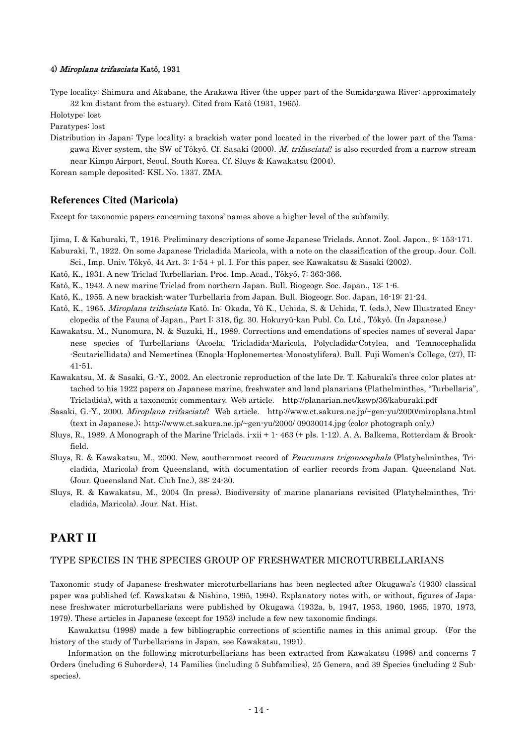#### 4) *Miroplana trifasciata* Katô, 1931

Type locality: Shimura and Akabane, the Arakawa River (the upper part of the Sumida-gawa River: approximately 32 km distant from the estuary). Cited from Katô (1931, 1965).

Holotype: lost

Paratypes: lost

Distribution in Japan: Type locality; a brackish water pond located in the riverbed of the lower part of the Tama-gawa River system, the SW of Tôkyô. Cf. Sasaki (2000). *M. trifasciata*? is also recorded from a narrow stream near Kimpo Airport, Seoul, South Korea. Cf. Sluys & Kawakatsu (2004).

Korean sample deposited: KSL No. 1337. ZMA.

### References Cited (Maricola)

Except for taxonomic papers concerning taxons' names above a higher level of the subfamily.

Ijima, I. & Kaburaki, T., 1916. Preliminary descriptions of some Japanese Triclads. Annot. Zool. Japon., 9: 153-171.

Kaburaki, T., 1922. On some Japanese Tricladida Maricola, with a note on the classification of the group. Jour. Coll. Sci., Imp. Univ. Tôkyô, 44 Art. 3: 1-54 + pl. I. For this paper, see Kawakatsu & Sasaki (2002).

Katô, K., 1931. A new Triclad Turbellarian. Proc. Imp. Acad., Tôkyô, 7: 363-366.

Katô, K., 1943. A new marine Triclad from northern Japan. Bull. Biogeogr. Soc. Japan., 13: 1-6.

Katô, K., 1955. A new brackish-water Turbellaria from Japan. Bull. Biogeogr. Soc. Japan, 16-19: 21-24.

Katô, K., 1965. *Miroplana trifasciata* Katô. In: Okada, Yô K., Uchida, S. & Uchida, T. (eds.), New Illustrated Encyclopedia of the Fauna of Japan., Part I: 318, fig. 30. Hokuryû-kan Publ. Co. Ltd., Tôkyô. (In Japanese.)

Kawakatsu, M., Nunomura, N. & Suzuki, H., 1989. Corrections and emendations of species names of several Japanese species of Turbellarians (Acoela, Tricladida-Maricola, Polycladida-Cotylea, and Temnocephalida -Scutariellidata) and Nemertinea (Enopla-Hoplonemertea-Monostylifera). Bull. Fuji Women's College, (27), II: 41-51.

Kawakatsu, M. & Sasaki, G.-Y., 2002. An electronic reproduction of the late Dr. T. Kaburaki's three color plates attached to his 1922 papers on Japanese marine, freshwater and land planarians (Plathelminthes, "Turbellaria", Tricladida), with a taxonomic commentary. Web article. http://planarian.net/kswp/36/kaburaki.pdf

Sasaki, G.-Y., 2000. *Miroplana trifasciata*? Web article. http://www.ct.sakura.ne.jp/~gen-yu/2000/miroplana.html (text in Japanese.); http://www.ct.sakura.ne.jp/~gen-yu/2000/ 09030014.jpg (color photograph only.)

Sluys, R., 1989. A Monograph of the Marine Triclads. i-xii + 1- 463 (+ pls. 1-12). A. A. Balkema, Rotterdam & Brookfield.

Sluys, R. & Kawakatsu, M., 2000. New, southernmost record of *Paucumara trigonocephala* (Platyhelminthes, Tricladida, Maricola) from Queensland, with documentation of earlier records from Japan. Queensland Nat. (Jour. Queensland Nat. Club Inc.), 38: 24-30.

Sluys, R. & Kawakatsu, M., 2004 (In press). Biodiversity of marine planarians revisited (Platyhelminthes, Tricladida, Maricola). Jour. Nat. Hist.

## PART II

### TYPE SPECIES IN THE SPECIES GROUP OF FRESHWATER MICROTURBELLARIANS

Taxonomic study of Japanese freshwater microturbellarians has been neglected after Okugawa's (1930) classical paper was published (cf. Kawakatsu & Nishino, 1995, 1994). Explanatory notes with, or without, figures of Japanese freshwater microturbellarians were published by Okugawa (1932a, b, 1947, 1953, 1960, 1965, 1970, 1973, 1979). These articles in Japanese (except for 1953) include a few new taxonomic findings.

Kawakatsu (1998) made a few bibliographic corrections of scientific names in this animal group. (For the history of the study of Turbellarians in Japan, see Kawakatsu, 1991).

Information on the following microturbellarians has been extracted from Kawakatsu (1998) and concerns 7 Orders (including 6 Suborders), 14 Families (including 5 Subfamilies), 25 Genera, and 39 Species (including 2 Subspecies).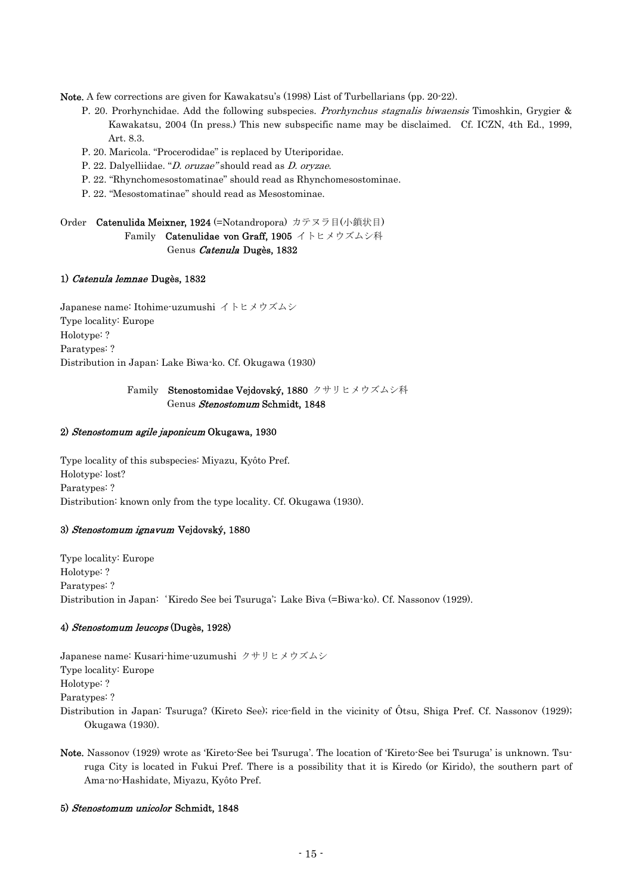**Note.** A few corrections are given for Kawakatsu's (1998) List of Turbellarians (pp. 20-22).

- P. 20. Prorhynchidae. Add the following subspecies. *Prorhynchus stagnalis biwaensis* Timoshkin, Grygier & Kawakatsu, 2004 (In press.) This new subspecific name may be disclaimed. Cf. ICZN, 4th Ed., 1999, Art. 8.3.
- P. 20. Maricola. "Procerodidae" is replaced by Uteriporidae.
- P. 22. Dalyelliidae. "*D. oruzae*" should read as *D. oryzae*.
- P. 22. "Rhynchomesostomatinae" should read as Rhynchomesostominae.
- P. 22. "Mesostomatinae" should read as Mesostominae.

Order **Catenulida Meixner, 1924** (=Notandropora) カテヌラ目(小鎖状目)
Family **Catenulidae von Graff, 1905** イトヒメウズムシ科
Genus ***Catenula* Dugès, 1832**

### 1) *Catenula lemnae* Dugès, 1832

Japanese name: Itohime-uzumushi イトヒメウズムシ
Type locality: Europe
Holotype: ?
Paratypes: ?
Distribution in Japan: Lake Biwa-ko. Cf. Okugawa (1930)

Family **Stenostomidae Vejdovský, 1880** クサリヒメウズムシ科
Genus ***Stenostomum* Schmidt, 1848**

### 2) *Stenostomum agile japonicum* Okugawa, 1930

Type locality of this subspecies: Miyazu, Kyôto Pref.
Holotype: lost?
Paratypes: ?
Distribution: known only from the type locality. Cf. Okugawa (1930).

### 3) *Stenostomum ignavum* Vejdovský, 1880

Type locality: Europe
Holotype: ?
Paratypes: ?
Distribution in Japan: 'Kiredo See bei Tsuruga'; Lake Biva (=Biwa-ko). Cf. Nassonov (1929).

### 4) *Stenostomum leucops* (Dugès, 1928)

Japanese name: Kusari-hime-uzumushi クサリヒメウズムシ
Type locality: Europe
Holotype: ?
Paratypes: ?
Distribution in Japan: Tsuruga? (Kireto See); rice-field in the vicinity of Ôtsu, Shiga Pref. Cf. Nassonov (1929); Okugawa (1930).

**Note.** Nassonov (1929) wrote as 'Kireto-See bei Tsuruga'. The location of 'Kireto-See bei Tsuruga' is unknown. Tsuruga City is located in Fukui Pref. There is a possibility that it is Kiredo (or Kirido), the southern part of Ama-no-Hashidate, Miyazu, Kyôto Pref.

### 5) *Stenostomum unicolor* Schmidt, 1848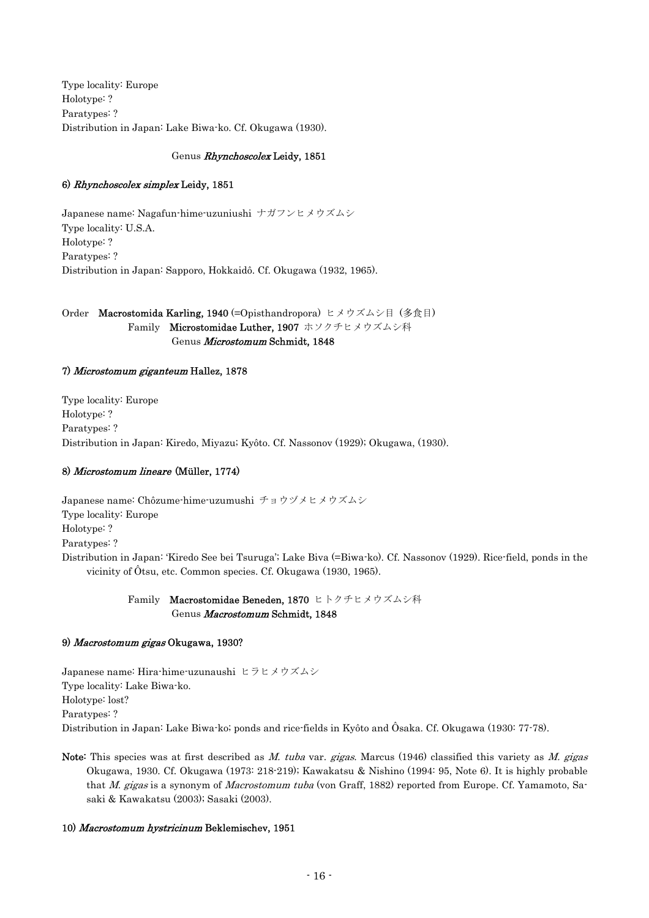Type locality: Europe
Holotype: ?
Paratypes: ?
Distribution in Japan: Lake Biwa-ko. Cf. Okugawa (1930).

Genus *Rhynchoscolex* Leidy, 1851

**6) *Rhynchoscolex simplex* Leidy, 1851**

Japanese name: Nagafun-hime-uzuniushi ナガフンヒメウズムシ
Type locality: U.S.A.
Holotype: ?
Paratypes: ?
Distribution in Japan: Sapporo, Hokkaidô. Cf. Okugawa (1932, 1965).

Order **Macrostomida Karling, 1940** (=Opisthandropora) ヒメウズムシ目（多食目）
Family **Microstomidae Luther, 1907** ホソクチヒメウズムシ科
Genus ***Microstomum* Schmidt, 1848**

**7) *Microstomum giganteum* Hallez, 1878**

Type locality: Europe
Holotype: ?
Paratypes: ?
Distribution in Japan: Kiredo, Miyazu; Kyôto. Cf. Nassonov (1929); Okugawa, (1930).

**8) *Microstomum lineare* (Müller, 1774)**

Japanese name: Chôzume-hime-uzumushi チョウヅメヒメウズムシ
Type locality: Europe
Holotype: ?
Paratypes: ?
Distribution in Japan: 'Kiredo See bei Tsuruga'; Lake Biva (=Biwa-ko). Cf. Nassonov (1929). Rice-field, ponds in the vicinity of Ôtsu, etc. Common species. Cf. Okugawa (1930, 1965).

Family **Macrostomidae Beneden, 1870** ヒトクチヒメウズムシ科
Genus ***Macrostomum* Schmidt, 1848**

**9) *Macrostomum gigas* Okugawa, 1930?**

Japanese name: Hira-hime-uzunaushi ヒラヒメウズムシ
Type locality: Lake Biwa-ko.
Holotype: lost?
Paratypes: ?
Distribution in Japan: Lake Biwa-ko; ponds and rice-fields in Kyôto and Ôsaka. Cf. Okugawa (1930: 77-78).

**Note:** This species was at first described as *M. tuba* var. *gigas*. Marcus (1946) classified this variety as *M. gigas* Okugawa, 1930. Cf. Okugawa (1973: 218-219); Kawakatsu & Nishino (1994: 95, Note 6). It is highly probable that *M. gigas* is a synonym of *Macrostomum tuba* (von Graff, 1882) reported from Europe. Cf. Yamamoto, Sasaki & Kawakatsu (2003); Sasaki (2003).

**10) *Macrostomum hystricinum* Beklemischev, 1951**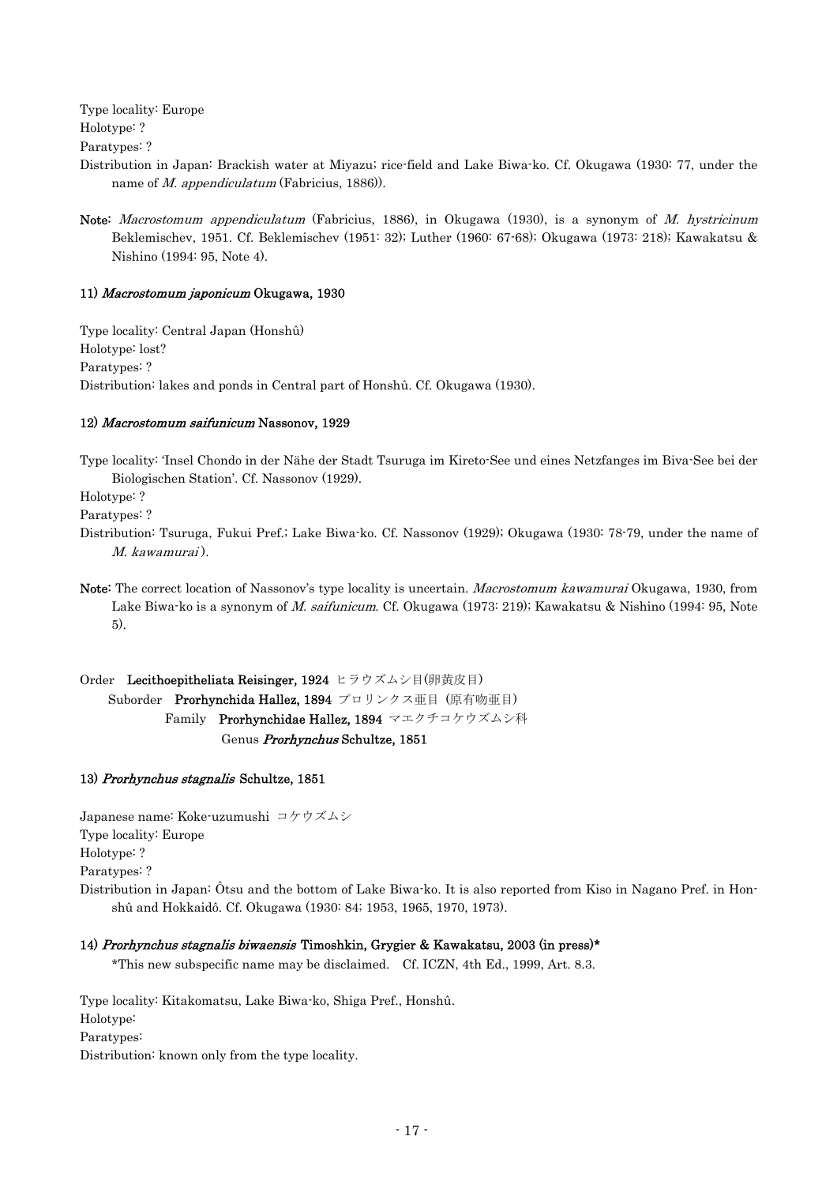Type locality: Europe
Holotype: ?
Paratypes: ?
Distribution in Japan: Brackish water at Miyazu; rice-field and Lake Biwa-ko. Cf. Okugawa (1930: 77, under the name of *M. appendiculatum* (Fabricius, 1886)).

**Note:** *Macrostomum appendiculatum* (Fabricius, 1886), in Okugawa (1930), is a synonym of *M. hystricinum* Beklemischev, 1951. Cf. Beklemischev (1951: 32); Luther (1960: 67-68); Okugawa (1973: 218); Kawakatsu & Nishino (1994: 95, Note 4).

#### 11) *Macrostomum japonicum* Okugawa, 1930

Type locality: Central Japan (Honshû)
Holotype: lost?
Paratypes: ?
Distribution: lakes and ponds in Central part of Honshû. Cf. Okugawa (1930).

#### 12) *Macrostomum saifunicum* Nassonov, 1929

Type locality: 'Insel Chondo in der Nähe der Stadt Tsuruga im Kireto-See und eines Netzfanges im Biva-See bei der Biologischen Station'. Cf. Nassonov (1929).
Holotype: ?
Paratypes: ?
Distribution: Tsuruga, Fukui Pref.; Lake Biwa-ko. Cf. Nassonov (1929); Okugawa (1930: 78-79, under the name of *M. kawamurai*).

**Note:** The correct location of Nassonov's type locality is uncertain. *Macrostomum kawamurai* Okugawa, 1930, from Lake Biwa-ko is a synonym of *M. saifunicum*. Cf. Okugawa (1973: 219); Kawakatsu & Nishino (1994: 95, Note 5).

Order **Lecithoepitheliata Reisinger, 1924** ヒラウズムシ目(卵黄皮目)
Suborder **Prorhynchida Hallez, 1894** プロリンクス亜目（原有吻亜目）
Family **Prorhynchidae Hallez, 1894** マエクチコケウズムシ科
Genus ***Prorhynchus*** **Schultze, 1851**

#### 13) *Prorhynchus stagnalis* Schultze, 1851

Japanese name: Koke-uzumushi コケウズムシ
Type locality: Europe
Holotype: ?
Paratypes: ?
Distribution in Japan: Ôtsu and the bottom of Lake Biwa-ko. It is also reported from Kiso in Nagano Pref. in Honshû and Hokkaidô. Cf. Okugawa (1930: 84; 1953, 1965, 1970, 1973).

#### 14) *Prorhynchus stagnalis biwaensis* Timoshkin, Grygier & Kawakatsu, 2003 (in press)*

*This new subspecific name may be disclaimed. Cf. ICZN, 4th Ed., 1999, Art. 8.3.

Type locality: Kitakomatsu, Lake Biwa-ko, Shiga Pref., Honshû.
Holotype:
Paratypes:
Distribution: known only from the type locality.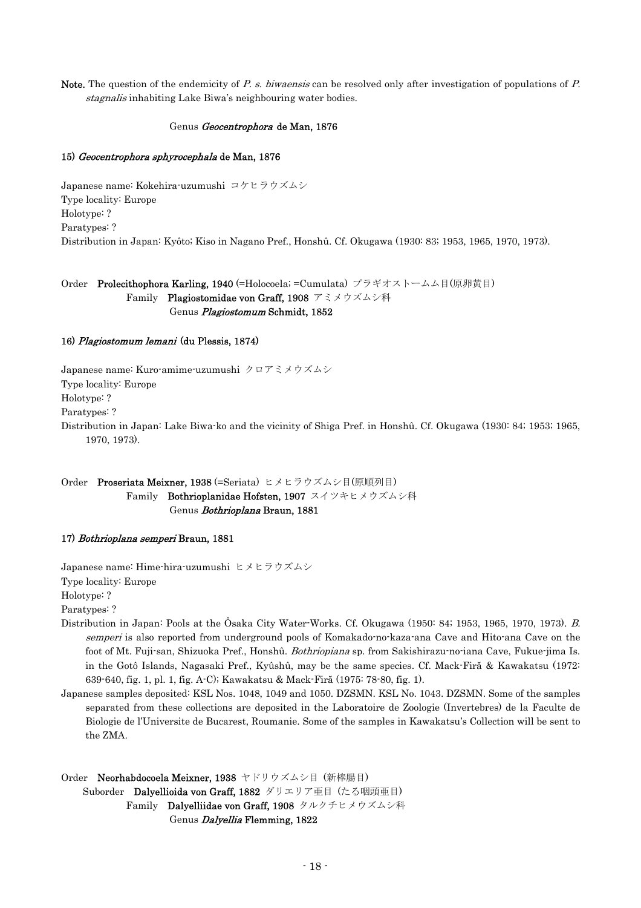**Note.** The question of the endemicity of *P. s. biwaensis* can be resolved only after investigation of populations of *P. stagnalis* inhabiting Lake Biwa's neighbouring water bodies.

Genus ***Geocentrophora*** **de Man, 1876**

**15)** ***Geocentrophora sphyrocephala*** **de Man, 1876**

Japanese name: Kokehira-uzumushi コケヒラウズムシ
Type locality: Europe
Holotype: ?
Paratypes: ?
Distribution in Japan: Kyôto; Kiso in Nagano Pref., Honshû. Cf. Okugawa (1930: 83; 1953, 1965, 1970, 1973).

Order **Prolecithophora Karling, 1940** (=Holocoela; =Cumulata) プラギオストームム目(原卵黄目)
Family **Plagiostomidae von Graff, 1908** アミメウズムシ科
Genus ***Plagiostomum*** **Schmidt, 1852**

**16)** ***Plagiostomum lemani*** **(du Plessis, 1874)**

Japanese name: Kuro-amime-uzumushi クロアミメウズムシ
Type locality: Europe
Holotype: ?
Paratypes: ?
Distribution in Japan: Lake Biwa-ko and the vicinity of Shiga Pref. in Honshû. Cf. Okugawa (1930: 84; 1953; 1965, 1970, 1973).

Order **Proseriata Meixner, 1938** (=Seriata) ヒメヒラウズムシ目(原順列目)
Family **Bothrioplanidae Hofsten, 1907** スイツキヒメウズムシ科
Genus ***Bothrioplana*** **Braun, 1881**

**17)** ***Bothrioplana semperi*** **Braun, 1881**

Japanese name: Hime-hira-uzumushi ヒメヒラウズムシ
Type locality: Europe
Holotype: ?
Paratypes: ?
Distribution in Japan: Pools at the Ôsaka City Water-Works. Cf. Okugawa (1950: 84; 1953, 1965, 1970, 1973). *B. semperi* is also reported from underground pools of Komakado-no-kaza-ana Cave and Hito-ana Cave on the foot of Mt. Fuji-san, Shizuoka Pref., Honshû. *Bothriopiana* sp. from Sakishirazu-no-iana Cave, Fukue-jima Is. in the Gotô Islands, Nagasaki Pref., Kyûshû, may be the same species. Cf. Mack-Firă & Kawakatsu (1972: 639-640, fig. 1, pl. 1, fig. A-C); Kawakatsu & Mack-Firă (1975: 78-80, fig. 1).
Japanese samples deposited: KSL Nos. 1048, 1049 and 1050. DZSMN. KSL No. 1043. DZSMN. Some of the samples separated from these collections are deposited in the Laboratoire de Zoologie (Invertebres) de la Faculte de Biologie de l'Universite de Bucarest, Roumanie. Some of the samples in Kawakatsu's Collection will be sent to the ZMA.

Order **Neorhabdocoela Meixner, 1938** ヤドリウズムシ目（新棒腸目）
Suborder **Dalyellioida von Graff, 1882** ダリエリア亜目（たる咽頭亜目）
Family **Dalyelliidae von Graff, 1908** タルクチヒメウズムシ科
Genus ***Dalyellia*** **Flemming, 1822**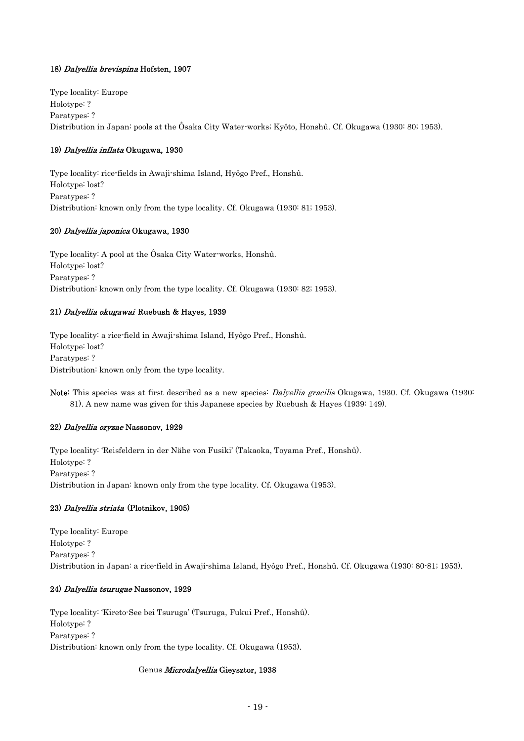### 18) *Dalyellia brevispina* Hofsten, 1907

Type locality: Europe
Holotype: ?
Paratypes: ?
Distribution in Japan: pools at the Ôsaka City Water-works; Kyôto, Honshû. Cf. Okugawa (1930: 80; 1953).

### 19) *Dalyellia inflata* Okugawa, 1930

Type locality: rice-fields in Awaji-shima Island, Hyôgo Pref., Honshû.
Holotype: lost?
Paratypes: ?
Distribution: known only from the type locality. Cf. Okugawa (1930: 81; 1953).

### 20) *Dalyellia japonica* Okugawa, 1930

Type locality: A pool at the Ôsaka City Water-works, Honshû.
Holotype: lost?
Paratypes: ?
Distribution: known only from the type locality. Cf. Okugawa (1930: 82; 1953).

### 21) *Dalyellia okugawai* Ruebush & Hayes, 1939

Type locality: a rice-field in Awaji-shima Island, Hyôgo Pref., Honshû.
Holotype: lost?
Paratypes: ?
Distribution: known only from the type locality.

**Note:** This species was at first described as a new species: *Dalyellia gracilis* Okugawa, 1930. Cf. Okugawa (1930: 81). A new name was given for this Japanese species by Ruebush & Hayes (1939: 149).

### 22) *Dalyellia oryzae* Nassonov, 1929

Type locality: 'Reisfeldern in der Nähe von Fusiki' (Takaoka, Toyama Pref., Honshû).
Holotype: ?
Paratypes: ?
Distribution in Japan: known only from the type locality. Cf. Okugawa (1953).

### 23) *Dalyellia striata* (Plotnikov, 1905)

Type locality: Europe
Holotype: ?
Paratypes: ?
Distribution in Japan: a rice-field in Awaji-shima Island, Hyôgo Pref., Honshû. Cf. Okugawa (1930: 80-81; 1953).

### 24) *Dalyellia tsurugae* Nassonov, 1929

Type locality: 'Kireto-See bei Tsuruga' (Tsuruga, Fukui Pref., Honshû).
Holotype: ?
Paratypes: ?
Distribution: known only from the type locality. Cf. Okugawa (1953).

## Genus *Microdalyellia* Gieysztor, 1938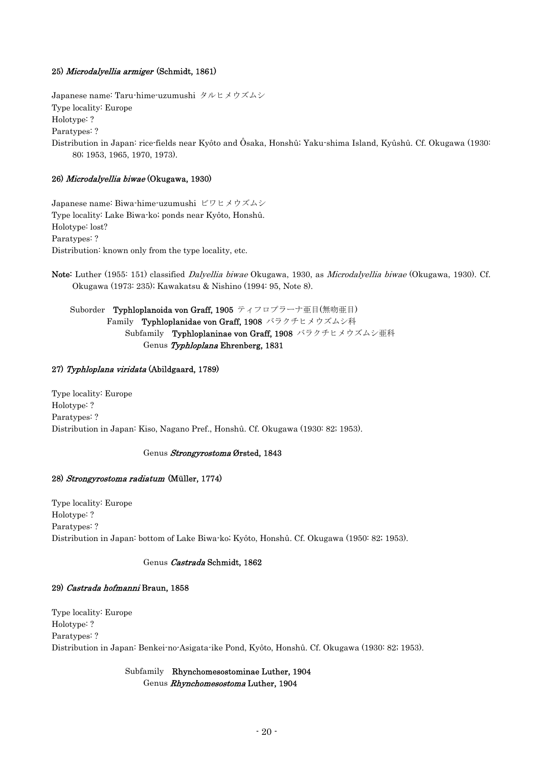#### 25) *Microdalyellia armiger* (Schmidt, 1861)

Japanese name: Taru-hime-uzumushi タルヒメウズムシ
Type locality: Europe
Holotype: ?
Paratypes: ?
Distribution in Japan: rice-fields near Kyôto and Ôsaka, Honshû; Yaku-shima Island, Kyûshû. Cf. Okugawa (1930: 80; 1953, 1965, 1970, 1973).

#### 26) *Microdalyellia biwae* (Okugawa, 1930)

Japanese name: Biwa-hime-uzumushi ビワヒメウズムシ
Type locality: Lake Biwa-ko; ponds near Kyôto, Honshû.
Holotype: lost?
Paratypes: ?
Distribution: known only from the type locality, etc.

**Note:** Luther (1955: 151) classified *Dalyellia biwae* Okugawa, 1930, as *Microdalyellia biwae* (Okugawa, 1930). Cf. Okugawa (1973: 235); Kawakatsu & Nishino (1994: 95, Note 8).

Suborder **Typhloplanoida von Graff, 1905** ティフロプラーナ亜目(無吻亜目)
Family **Typhloplanidae von Graff, 1908** バラクチヒメウズムシ科
Subfamily **Typhloplaninae von Graff, 1908** バラクチヒメウズムシ亜科
Genus ***Typhloplana* Ehrenberg, 1831**

#### 27) *Typhloplana viridata* (Abildgaard, 1789)

Type locality: Europe
Holotype: ?
Paratypes: ?
Distribution in Japan: Kiso, Nagano Pref., Honshû. Cf. Okugawa (1930: 82; 1953).

Genus ***Strongyrostoma* Ørsted, 1843**

#### 28) *Strongyrostoma radiatum* (Müller, 1774)

Type locality: Europe
Holotype: ?
Paratypes: ?
Distribution in Japan: bottom of Lake Biwa-ko; Kyôto, Honshû. Cf. Okugawa (1950: 82; 1953).

Genus ***Castrada* Schmidt, 1862**

#### 29) *Castrada hofmanni* Braun, 1858

Type locality: Europe
Holotype: ?
Paratypes: ?
Distribution in Japan: Benkei-no-Asigata-ike Pond, Kyôto, Honshû. Cf. Okugawa (1930: 82; 1953).

Subfamily **Rhynchomesostominae Luther, 1904**
Genus ***Rhynchomesostoma* Luther, 1904**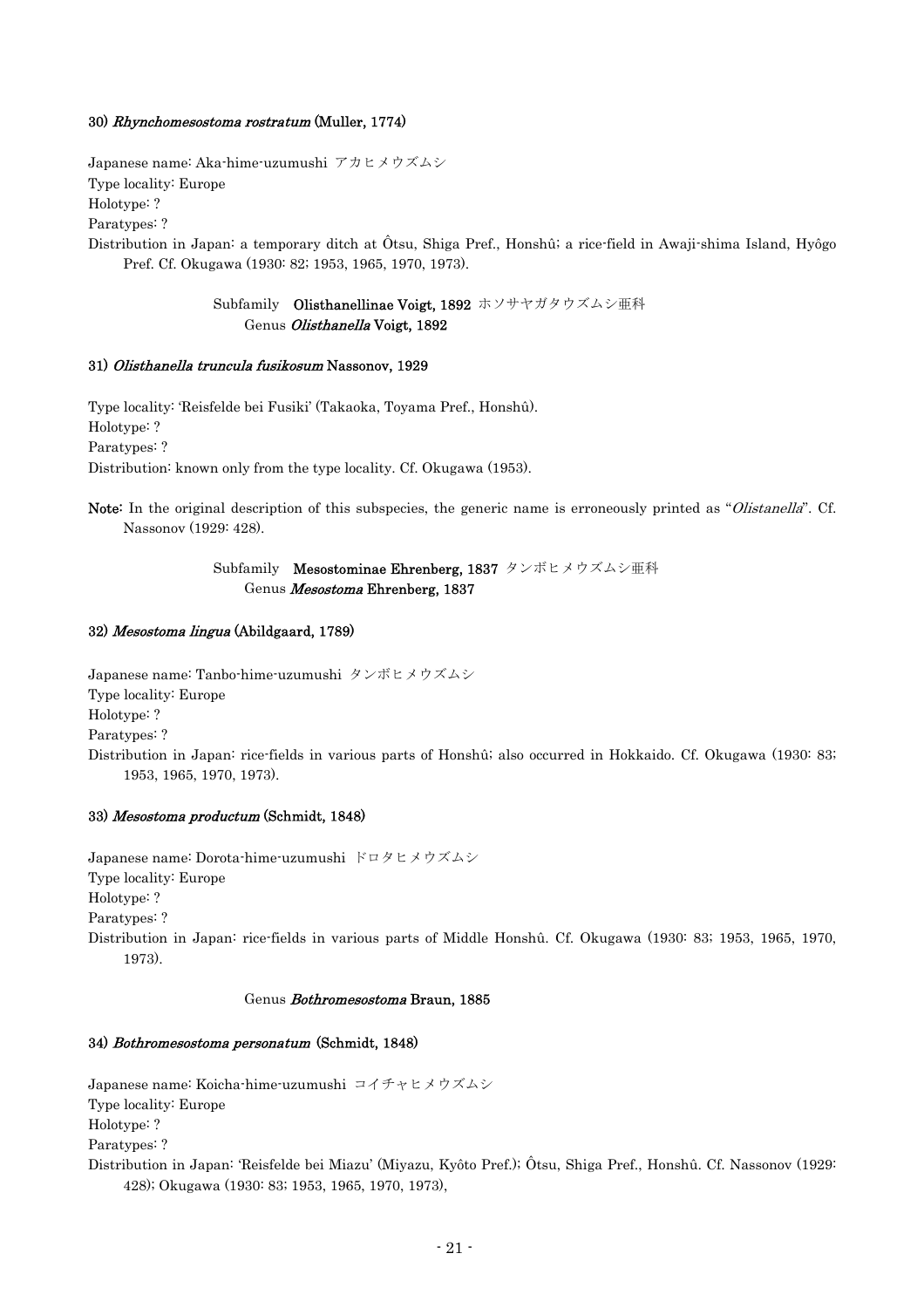### 30) *Rhynchomesostoma rostratum* (Muller, 1774)

Japanese name: Aka-hime-uzumushi アカヒメウズムシ
Type locality: Europe
Holotype: ?
Paratypes: ?
Distribution in Japan: a temporary ditch at Ôtsu, Shiga Pref., Honshû; a rice-field in Awaji-shima Island, Hyôgo Pref. Cf. Okugawa (1930: 82; 1953, 1965, 1970, 1973).

## Subfamily **Olisthanellinae Voigt, 1892** ホソサヤガタウズムシ亜科

### Genus *Olisthanella* Voigt, 1892

### 31) *Olisthanella truncula fusikosum* Nassonov, 1929

Type locality: 'Reisfelde bei Fusiki' (Takaoka, Toyama Pref., Honshû).
Holotype: ?
Paratypes: ?
Distribution: known only from the type locality. Cf. Okugawa (1953).

**Note:** In the original description of this subspecies, the generic name is erroneously printed as "*Olistanella*". Cf. Nassonov (1929: 428).

## Subfamily **Mesostominae Ehrenberg, 1837** タンボヒメウズムシ亜科

### Genus *Mesostoma* Ehrenberg, 1837

### 32) *Mesostoma lingua* (Abildgaard, 1789)

Japanese name: Tanbo-hime-uzumushi タンボヒメウズムシ
Type locality: Europe
Holotype: ?
Paratypes: ?
Distribution in Japan: rice-fields in various parts of Honshû; also occurred in Hokkaido. Cf. Okugawa (1930: 83; 1953, 1965, 1970, 1973).

### 33) *Mesostoma productum* (Schmidt, 1848)

Japanese name: Dorota-hime-uzumushi ドロタヒメウズムシ
Type locality: Europe
Holotype: ?
Paratypes: ?
Distribution in Japan: rice-fields in various parts of Middle Honshû. Cf. Okugawa (1930: 83; 1953, 1965, 1970, 1973).

### Genus *Bothromesostoma* Braun, 1885

### 34) *Bothromesostoma personatum* (Schmidt, 1848)

Japanese name: Koicha-hime-uzumushi コイチャヒメウズムシ
Type locality: Europe
Holotype: ?
Paratypes: ?
Distribution in Japan: 'Reisfelde bei Miazu' (Miyazu, Kyôto Pref.); Ôtsu, Shiga Pref., Honshû. Cf. Nassonov (1929: 428); Okugawa (1930: 83; 1953, 1965, 1970, 1973),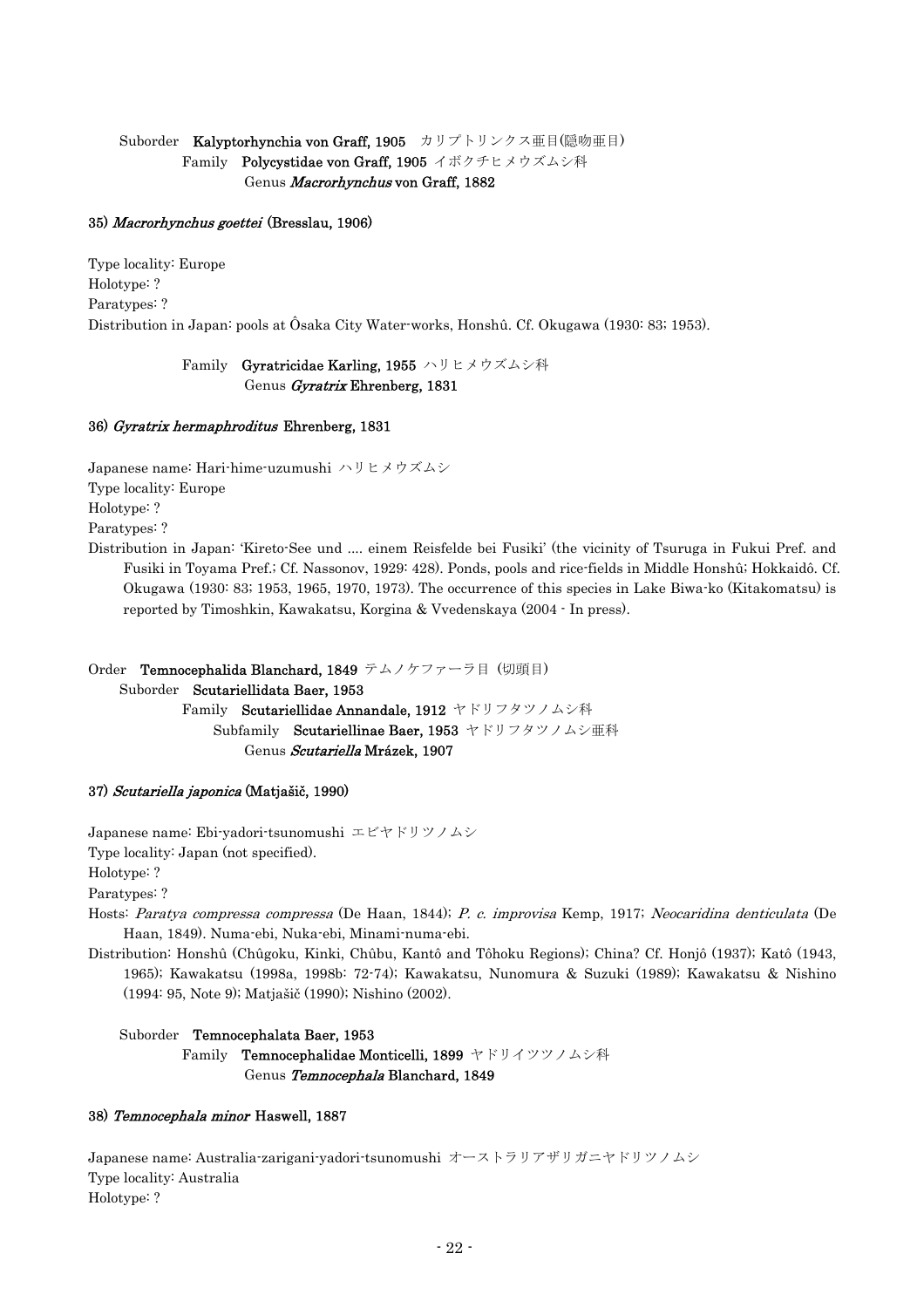Suborder **Kalyptorhynchia von Graff, 1905** カリプトリンクス亜目(隠吻亜目)

Family **Polycystidae von Graff, 1905** イボクチヒメウズムシ科

Genus ***Macrorhynchus* von Graff, 1882**

### 35) *Macrorhynchus goettei* (Bresslau, 1906)

Type locality: Europe
Holotype: ?
Paratypes: ?
Distribution in Japan: pools at Ôsaka City Water-works, Honshû. Cf. Okugawa (1930: 83; 1953).

Family **Gyratricidae Karling, 1955** ハリヒメウズムシ科

Genus ***Gyratrix* Ehrenberg, 1831**

### 36) *Gyratrix hermaphroditus* Ehrenberg, 1831

Japanese name: Hari-hime-uzumushi ハリヒメウズムシ
Type locality: Europe
Holotype: ?
Paratypes: ?
Distribution in Japan: 'Kireto-See und .... einem Reisfelde bei Fusiki' (the vicinity of Tsuruga in Fukui Pref. and Fusiki in Toyama Pref.; Cf. Nassonov, 1929: 428). Ponds, pools and rice-fields in Middle Honshû; Hokkaidô. Cf. Okugawa (1930: 83; 1953, 1965, 1970, 1973). The occurrence of this species in Lake Biwa-ko (Kitakomatsu) is reported by Timoshkin, Kawakatsu, Korgina & Vvedenskaya (2004 - In press).

Order **Temnocephalida Blanchard, 1849** テムノケファーラ目 (切頭目)

Suborder **Scutariellidata Baer, 1953**

Family **Scutariellidae Annandale, 1912** ヤドリフタツノムシ科

Subfamily **Scutariellinae Baer, 1953** ヤドリフタツノムシ亜科

Genus ***Scutariella* Mrázek, 1907**

### 37) *Scutariella japonica* (Matjašič, 1990)

Japanese name: Ebi-yadori-tsunomushi エビヤドリツノムシ
Type locality: Japan (not specified).
Holotype: ?
Paratypes: ?
Hosts: *Paratya compressa compressa* (De Haan, 1844); *P. c. improvisa* Kemp, 1917; *Neocaridina denticulata* (De Haan, 1849). Numa-ebi, Nuka-ebi, Minami-numa-ebi.
Distribution: Honshû (Chûgoku, Kinki, Chûbu, Kantô and Tôhoku Regions); China? Cf. Honjô (1937); Katô (1943, 1965); Kawakatsu (1998a, 1998b: 72-74); Kawakatsu, Nunomura & Suzuki (1989); Kawakatsu & Nishino (1994: 95, Note 9); Matjašič (1990); Nishino (2002).

Suborder **Temnocephalata Baer, 1953**

Family **Temnocephalidae Monticelli, 1899** ヤドリイツツノムシ科

Genus ***Temnocephala* Blanchard, 1849**

### 38) *Temnocephala minor* Haswell, 1887

Japanese name: Australia-zarigani-yadori-tsunomushi オーストラリアザリガニヤドリツノムシ
Type locality: Australia
Holotype: ?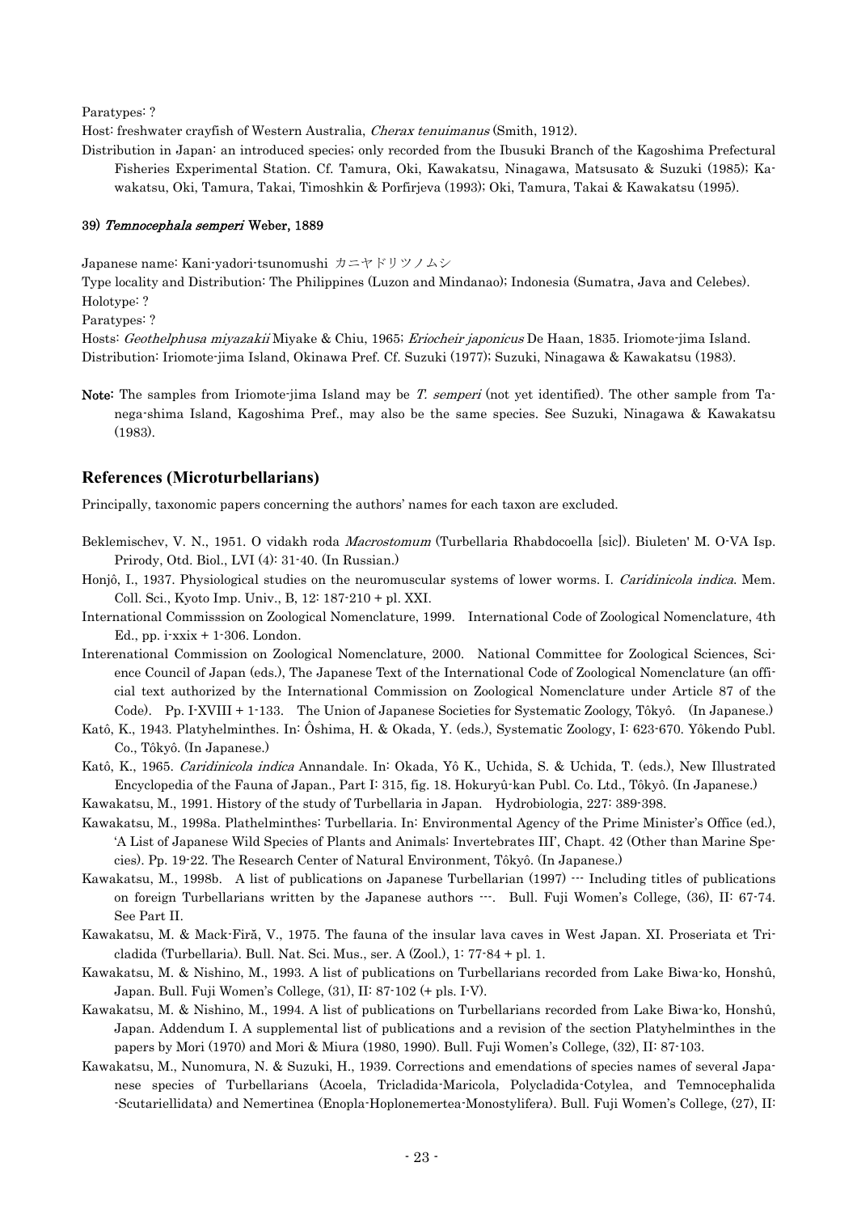Paratypes: ?

Host: freshwater crayfish of Western Australia, *Cherax tenuimanus* (Smith, 1912).

Distribution in Japan: an introduced species; only recorded from the Ibusuki Branch of the Kagoshima Prefectural Fisheries Experimental Station. Cf. Tamura, Oki, Kawakatsu, Ninagawa, Matsusato & Suzuki (1985); Kawakatsu, Oki, Tamura, Takai, Timoshkin & Porfirjeva (1993); Oki, Tamura, Takai & Kawakatsu (1995).

#### 39) *Temnocephala semperi* Weber, 1889

Japanese name: Kani-yadori-tsunomushi カニヤドリツノムシ

Type locality and Distribution: The Philippines (Luzon and Mindanao); Indonesia (Sumatra, Java and Celebes).

Holotype: ?

Paratypes: ?

Hosts: *Geothelphusa miyazakii* Miyake & Chiu, 1965; *Eriocheir japonicus* De Haan, 1835. Iriomote-jima Island.

Distribution: Iriomote-jima Island, Okinawa Pref. Cf. Suzuki (1977); Suzuki, Ninagawa & Kawakatsu (1983).

**Note:** The samples from Iriomote-jima Island may be *T. semperi* (not yet identified). The other sample from Tanega-shima Island, Kagoshima Pref., may also be the same species. See Suzuki, Ninagawa & Kawakatsu (1983).

## References (Microturbellarians)

Principally, taxonomic papers concerning the authors' names for each taxon are excluded.

Beklemischev, V. N., 1951. O vidakh roda *Macrostomum* (Turbellaria Rhabdocoella [sic]). Biuleten' M. O-VA Isp. Prirody, Otd. Biol., LVI (4): 31-40. (In Russian.)

Honjô, I., 1937. Physiological studies on the neuromuscular systems of lower worms. I. *Caridinicola indica*. Mem. Coll. Sci., Kyoto Imp. Univ., B, 12: 187-210 + pl. XXI.

International Commisssion on Zoological Nomenclature, 1999. International Code of Zoological Nomenclature, 4th Ed., pp. i-xxix + 1-306. London.

Interenational Commission on Zoological Nomenclature, 2000. National Committee for Zoological Sciences, Science Council of Japan (eds.), The Japanese Text of the International Code of Zoological Nomenclature (an official text authorized by the International Commission on Zoological Nomenclature under Article 87 of the Code). Pp. I-XVIII + 1-133. The Union of Japanese Societies for Systematic Zoology, Tôkyô. (In Japanese.)

Katô, K., 1943. Platyhelminthes. In: Ôshima, H. & Okada, Y. (eds.), Systematic Zoology, I: 623-670. Yôkendo Publ. Co., Tôkyô. (In Japanese.)

Katô, K., 1965. *Caridinicola indica* Annandale. In: Okada, Yô K., Uchida, S. & Uchida, T. (eds.), New Illustrated Encyclopedia of the Fauna of Japan., Part I: 315, fig. 18. Hokuryû-kan Publ. Co. Ltd., Tôkyô. (In Japanese.)

Kawakatsu, M., 1991. History of the study of Turbellaria in Japan. Hydrobiologia, 227: 389-398.

Kawakatsu, M., 1998a. Plathelminthes: Turbellaria. In: Environmental Agency of the Prime Minister's Office (ed.), 'A List of Japanese Wild Species of Plants and Animals: Invertebrates III', Chapt. 42 (Other than Marine Species). Pp. 19-22. The Research Center of Natural Environment, Tôkyô. (In Japanese.)

Kawakatsu, M., 1998b. A list of publications on Japanese Turbellarian (1997) --- Including titles of publications on foreign Turbellarians written by the Japanese authors ---. Bull. Fuji Women's College, (36), II: 67-74. See Part II.

Kawakatsu, M. & Mack-Fiřă, V., 1975. The fauna of the insular lava caves in West Japan. XI. Proseriata et Tricladida (Turbellaria). Bull. Nat. Sci. Mus., ser. A (Zool.), 1: 77-84 + pl. 1.

Kawakatsu, M. & Nishino, M., 1993. A list of publications on Turbellarians recorded from Lake Biwa-ko, Honshû, Japan. Bull. Fuji Women's College, (31), II: 87-102 (+ pls. I-V).

Kawakatsu, M. & Nishino, M., 1994. A list of publications on Turbellarians recorded from Lake Biwa-ko, Honshû, Japan. Addendum I. A supplemental list of publications and a revision of the section Platyhelminthes in the papers by Mori (1970) and Mori & Miura (1980, 1990). Bull. Fuji Women's College, (32), II: 87-103.

Kawakatsu, M., Nunomura, N. & Suzuki, H., 1939. Corrections and emendations of species names of several Japanese species of Turbellarians (Acoela, Tricladida-Maricola, Polycladida-Cotylea, and Temnocephalida -Scutariellidata) and Nemertinea (Enopla-Hoplonemertea-Monostylifera). Bull. Fuji Women's College, (27), II: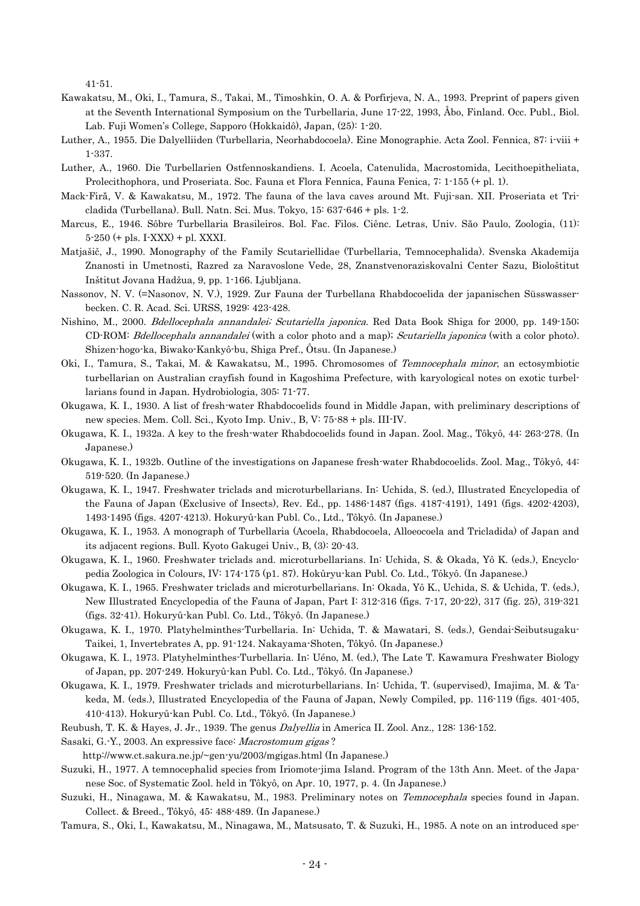41-51.

Kawakatsu, M., Oki, I., Tamura, S., Takai, M., Timoshkin, O. A. & Porfirjeva, N. A., 1993. Preprint of papers given at the Seventh International Symposium on the Turbellaria, June 17-22, 1993, Åbo, Finland. Occ. Publ., Biol. Lab. Fuji Women's College, Sapporo (Hokkaidô), Japan, (25): 1-20.

Luther, A., 1955. Die Dalyelliiden (Turbellaria, Neorhabdocoela). Eine Monographie. Acta Zool. Fennica, 87: i-viii + 1-337.

Luther, A., 1960. Die Turbellarien Ostfennoskandiens. I. Acoela, Catenulida, Macrostomida, Lecithoepitheliata, Prolecithophora, und Proseriata. Soc. Fauna et Flora Fennica, Fauna Fenica, 7: 1-155 (+ pl. 1).

Mack-Firă, V. & Kawakatsu, M., 1972. The fauna of the lava caves around Mt. Fuji-san. XII. Proseriata et Tricladida (Turbellana). Bull. Natn. Sci. Mus. Tokyo, 15: 637-646 + pls. 1-2.

Marcus, E., 1946. Sôbre Turbellaria Brasileiros. Bol. Fac. Filos. Ciênc. Letras, Univ. São Paulo, Zoologia, (11): 5-250 (+ pls. I-XXX) + pl. XXXI.

Matjašič, J., 1990. Monography of the Family Scutariellidae (Turbellaria, Temnocephalida). Svenska Akademija Znanosti in Umetnosti, Razred za Naravoslone Vede, 28, Znanstvenoraziskovalni Center Sazu, Biološtitut Inštitut Jovana Hadžua, 9, pp. 1-166. Ljubljana.

Nassonov, N. V. (=Nasonov, N. V.), 1929. Zur Fauna der Turbellana Rhabdocoelida der japanischen Süsswasserbecken. C. R. Acad. Sci. URSS, 1929: 423-428.

Nishino, M., 2000. *Bdellocephala annandalei*; *Scutariella japonica*. Red Data Book Shiga for 2000, pp. 149-150; CD-ROM: *Bdellocephala annandalei* (with a color photo and a map); *Scutariella japonica* (with a color photo). Shizen-hogo-ka, Biwako-Kankyô-bu, Shiga Pref., Ôtsu. (In Japanese.)

Oki, I., Tamura, S., Takai, M. & Kawakatsu, M., 1995. Chromosomes of *Temnocephala minor*, an ectosymbiotic turbellarian on Australian crayfish found in Kagoshima Prefecture, with karyological notes on exotic turbellarians found in Japan. Hydrobiologia, 305: 71-77.

Okugawa, K. I., 1930. A list of fresh-water Rhabdocoelids found in Middle Japan, with preliminary descriptions of new species. Mem. Coll. Sci., Kyoto Imp. Univ., B, V: 75-88 + pls. III-IV.

Okugawa, K. I., 1932a. A key to the fresh-water Rhabdocoelids found in Japan. Zool. Mag., Tôkyô, 44: 263-278. (In Japanese.)

Okugawa, K. I., 1932b. Outline of the investigations on Japanese fresh-water Rhabdocoelids. Zool. Mag., Tôkyô, 44: 519-520. (In Japanese.)

Okugawa, K. I., 1947. Freshwater triclads and microturbellarians. In: Uchida, S. (ed.), Illustrated Encyclopedia of the Fauna of Japan (Exclusive of Insects), Rev. Ed., pp. 1486-1487 (figs. 4187-4191), 1491 (figs. 4202-4203), 1493-1495 (figs. 4207-4213). Hokuryû-kan Publ. Co., Ltd., Tôkyô. (In Japanese.)

Okugawa, K. I., 1953. A monograph of Turbellaria (Acoela, Rhabdocoela, Alloeocoela and Tricladida) of Japan and its adjacent regions. Bull. Kyoto Gakugei Univ., B, (3): 20-43.

Okugawa, K. I., 1960. Freshwater triclads and. microturbellarians. In: Uchida, S. & Okada, Yô K. (eds.), Encyclopedia Zoologica in Colours, IV: 174-175 (p1. 87). Hokûryu-kan Publ. Co. Ltd., Tôkyô. (In Japanese.)

Okugawa, K. I., 1965. Freshwater triclads and microturbellarians. In: Okada, Yô K., Uchida, S. & Uchida, T. (eds.), New Illustrated Encyclopedia of the Fauna of Japan, Part I: 312-316 (figs. 7-17, 20-22), 317 (fig. 25), 319-321 (figs. 32-41). Hokuryû-kan Publ. Co. Ltd., Tôkyô. (In Japanese.)

Okugawa, K. I., 1970. Platyhelminthes-Turbellaria. In: Uchida, T. & Mawatari, S. (eds.), Gendai-Seibutsugaku-Taikei, 1, Invertebrates A, pp. 91-124. Nakayama-Shoten, Tôkyô. (In Japanese.)

Okugawa, K. I., 1973. Platyhelminthes-Turbellaria. In: Uéno, M. (ed.), The Late T. Kawamura Freshwater Biology of Japan, pp. 207-249. Hokuryû-kan Publ. Co. Ltd., Tôkyô. (In Japanese.)

Okugawa, K. I., 1979. Freshwater triclads and microturbellarians. In: Uchida, T. (supervised), Imajima, M. & Takeda, M. (eds.), Illustrated Encyclopedia of the Fauna of Japan, Newly Compiled, pp. 116-119 (figs. 401-405, 410-413). Hokuryû-kan Publ. Co. Ltd., Tôkyô. (In Japanese.)

Reubush, T. K. & Hayes, J. Jr., 1939. The genus *Dalyellia* in America II. Zool. Anz., 128: 136-152.

Sasaki, G.-Y., 2003. An expressive face: *Macrostomum gigas* ?
http://www.ct.sakura.ne.jp/~gen-yu/2003/mgigas.html (In Japanese.)

Suzuki, H., 1977. A temnocephalid species from Iriomote-jima Island. Program of the 13th Ann. Meet. of the Japanese Soc. of Systematic Zool. held in Tôkyô, on Apr. 10, 1977, p. 4. (In Japanese.)

Suzuki, H., Ninagawa, M. & Kawakatsu, M., 1983. Preliminary notes on *Temnocephala* species found in Japan. Collect. & Breed., Tôkyô, 45: 488-489. (In Japanese.)

Tamura, S., Oki, I., Kawakatsu, M., Ninagawa, M., Matsusato, T. & Suzuki, H., 1985. A note on an introduced spe-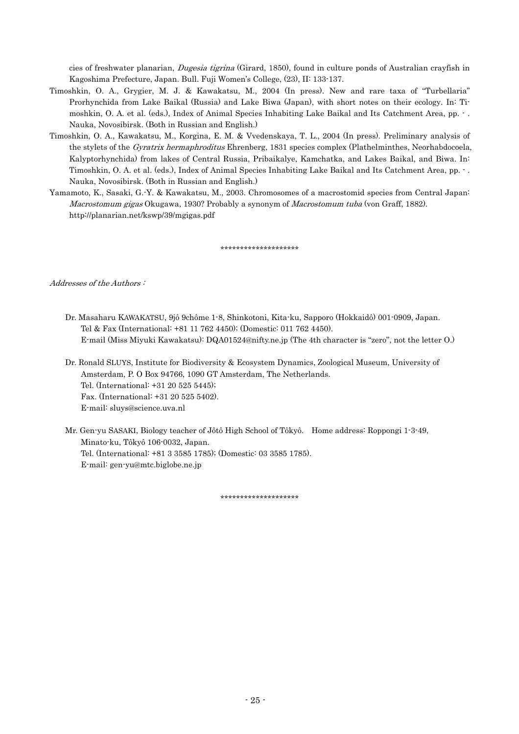cies of freshwater planarian, *Dugesia tigrina* (Girard, 1850), found in culture ponds of Australian crayfish in Kagoshima Prefecture, Japan. Bull. Fuji Women's College, (23), II: 133-137.

Timoshkin, O. A., Grygier, M. J. & Kawakatsu, M., 2004 (In press). New and rare taxa of "Turbellaria" Prorhynchida from Lake Baikal (Russia) and Lake Biwa (Japan), with short notes on their ecology. In: Timoshkin, O. A. et al. (eds.), Index of Animal Species Inhabiting Lake Baikal and Its Catchment Area, pp. - . Nauka, Novosibirsk. (Both in Russian and English.)

Timoshkin, O. A., Kawakatsu, M., Korgina, E. M. & Vvedenskaya, T. L., 2004 (In press). Preliminary analysis of the stylets of the *Gyratrix hermaphroditus* Ehrenberg, 1831 species complex (Plathelminthes, Neorhabdocoela, Kalyptorhynchida) from lakes of Central Russia, Pribaikalye, Kamchatka, and Lakes Baikal, and Biwa. In: Timoshkin, O. A. et al. (eds.), Index of Animal Species Inhabiting Lake Baikal and Its Catchment Area, pp. - . Nauka, Novosibirsk. (Both in Russian and English.)

Yamamoto, K., Sasaki, G.-Y. & Kawakatsu, M., 2003. Chromosomes of a macrostomid species from Central Japan: *Macrostomum gigas* Okugawa, 1930? Probably a synonym of *Macrostomum tuba* (von Graff, 1882). http://planarian.net/kswp/39/mgigas.pdf

********************

*Addresses of the Authors :*

Dr. Masaharu KAWAKATSU, 9jô 9chôme 1-8, Shinkotoni, Kita-ku, Sapporo (Hokkaidô) 001-0909, Japan.
Tel & Fax (International: +81 11 762 4450); (Domestic: 011 762 4450).
E-mail (Miss Miyuki Kawakatsu): DQA01524@nifty.ne.jp (The 4th character is "zero", not the letter O.)

Dr. Ronald SLUYS, Institute for Biodiversity & Ecosystem Dynamics, Zoological Museum, University of Amsterdam, P. O Box 94766, 1090 GT Amsterdam, The Netherlands.
Tel. (International: +31 20 525 5445);
Fax. (International: +31 20 525 5402).
E-mail: sluys@science.uva.nl

Mr. Gen-yu SASAKI, Biology teacher of Jôtô High School of Tôkyô. Home address: Roppongi 1-3-49, Minato-ku, Tôkyô 106-0032, Japan.
Tel. (International: +81 3 3585 1785); (Domestic: 03 3585 1785).
E-mail: gen-yu@mtc.biglobe.ne.jp

********************